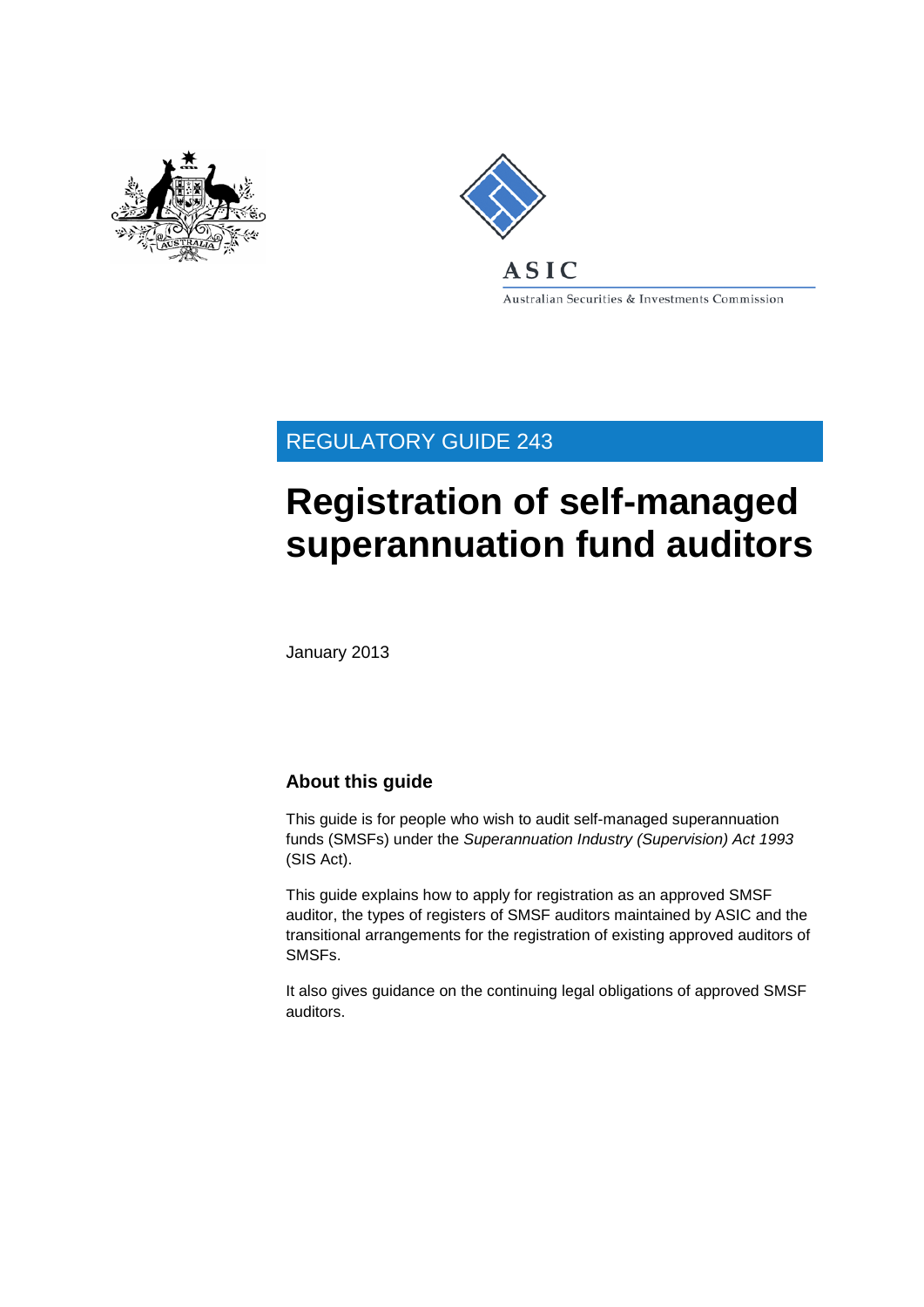ASIC

Australian Securities & Investments Commission

REGULATORY GUIDE 243

# Registration of self-managed superannuation fund auditors

January 2013

## About this guide

This guide is for people who wish to audit self-managed superannuation funds (SMSFs) under the *Superannuation Industry (Supervision) Act 1993* (SIS Act).

This guide explains how to apply for registration as an approved SMSF auditor, the types of registers of SMSF auditors maintained by ASIC and the transitional arrangements for the registration of existing approved auditors of SMSFs.

It also gives guidance on the continuing legal obligations of approved SMSF auditors.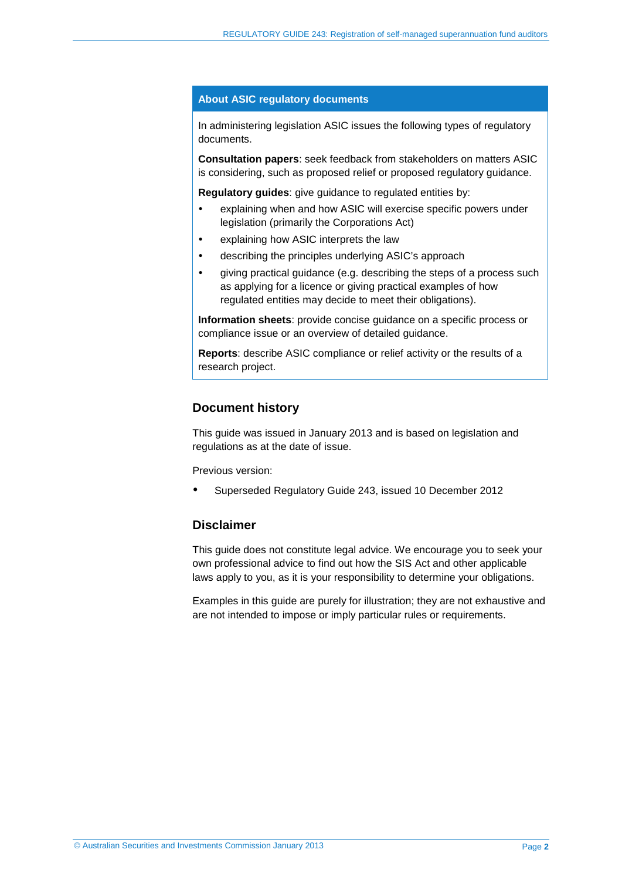## About ASIC regulatory documents

In administering legislation ASIC issues the following types of regulatory documents.

**Consultation papers**: seek feedback from stakeholders on matters ASIC is considering, such as proposed relief or proposed regulatory guidance.

**Regulatory guides**: give guidance to regulated entities by:

- explaining when and how ASIC will exercise specific powers under legislation (primarily the Corporations Act)
- explaining how ASIC interprets the law
- describing the principles underlying ASIC's approach
- giving practical guidance (e.g. describing the steps of a process such as applying for a licence or giving practical examples of how regulated entities may decide to meet their obligations).

**Information sheets**: provide concise guidance on a specific process or compliance issue or an overview of detailed guidance.

**Reports**: describe ASIC compliance or relief activity or the results of a research project.

## Document history

This guide was issued in January 2013 and is based on legislation and regulations as at the date of issue.

Previous version:

- Superseded Regulatory Guide 243, issued 10 December 2012

## Disclaimer

This guide does not constitute legal advice. We encourage you to seek your own professional advice to find out how the SIS Act and other applicable laws apply to you, as it is your responsibility to determine your obligations.

Examples in this guide are purely for illustration; they are not exhaustive and are not intended to impose or imply particular rules or requirements.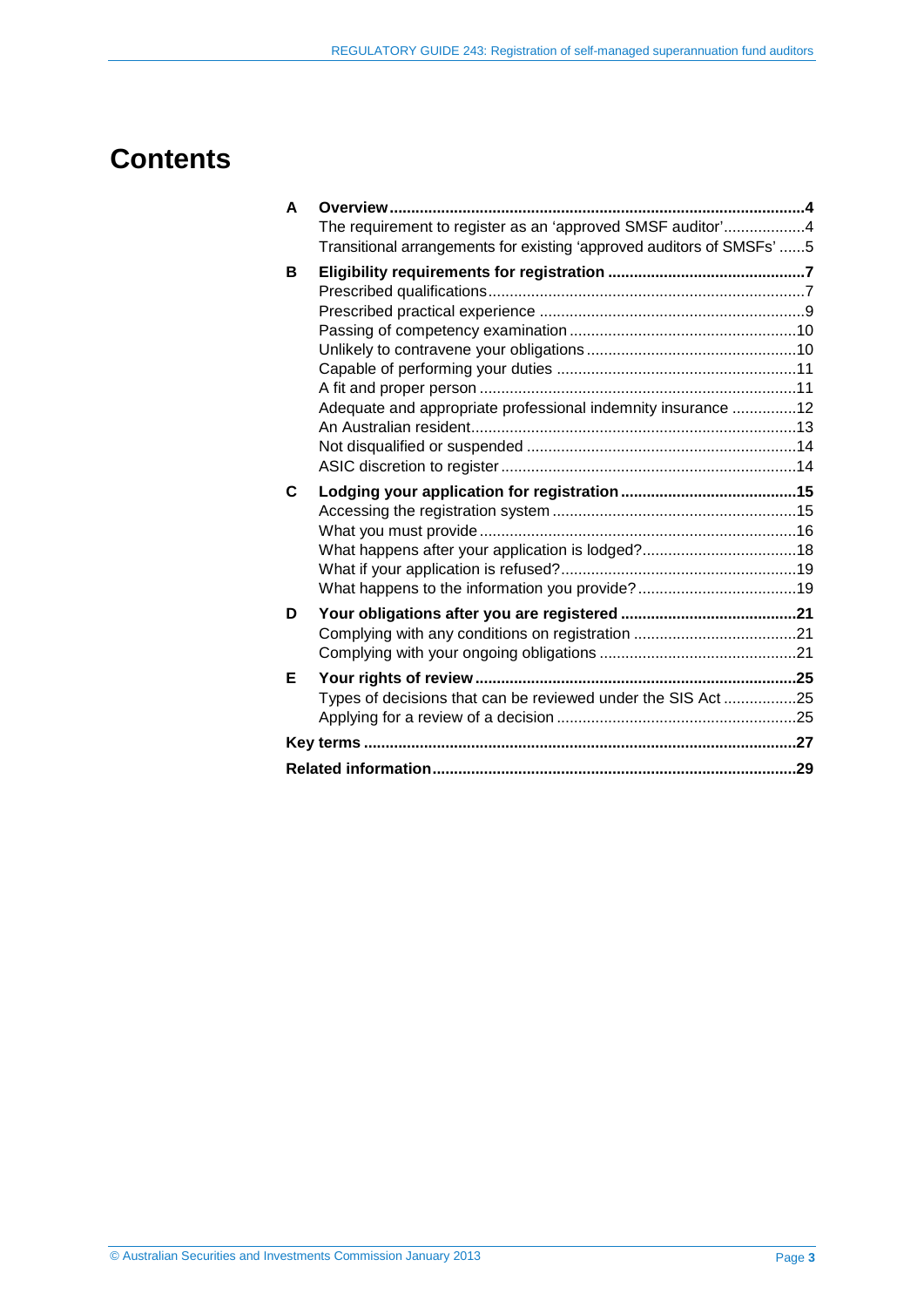# Contents

| | | |
|---|---|---|
| **A** | **Overview** | **4** |
| | The requirement to register as an 'approved SMSF auditor' | 4 |
| | Transitional arrangements for existing 'approved auditors of SMSFs' | 5 |
| **B** | **Eligibility requirements for registration** | **7** |
| | Prescribed qualifications | 7 |
| | Prescribed practical experience | 9 |
| | Passing of competency examination | 10 |
| | Unlikely to contravene your obligations | 10 |
| | Capable of performing your duties | 11 |
| | A fit and proper person | 11 |
| | Adequate and appropriate professional indemnity insurance | 12 |
| | An Australian resident | 13 |
| | Not disqualified or suspended | 14 |
| | ASIC discretion to register | 14 |
| **C** | **Lodging your application for registration** | **15** |
| | Accessing the registration system | 15 |
| | What you must provide | 16 |
| | What happens after your application is lodged? | 18 |
| | What if your application is refused? | 19 |
| | What happens to the information you provide? | 19 |
| **D** | **Your obligations after you are registered** | **21** |
| | Complying with any conditions on registration | 21 |
| | Complying with your ongoing obligations | 21 |
| **E** | **Your rights of review** | **25** |
| | Types of decisions that can be reviewed under the SIS Act | 25 |
| | Applying for a review of a decision | 25 |
| **Key terms** | | **27** |
| **Related information** | | **29** |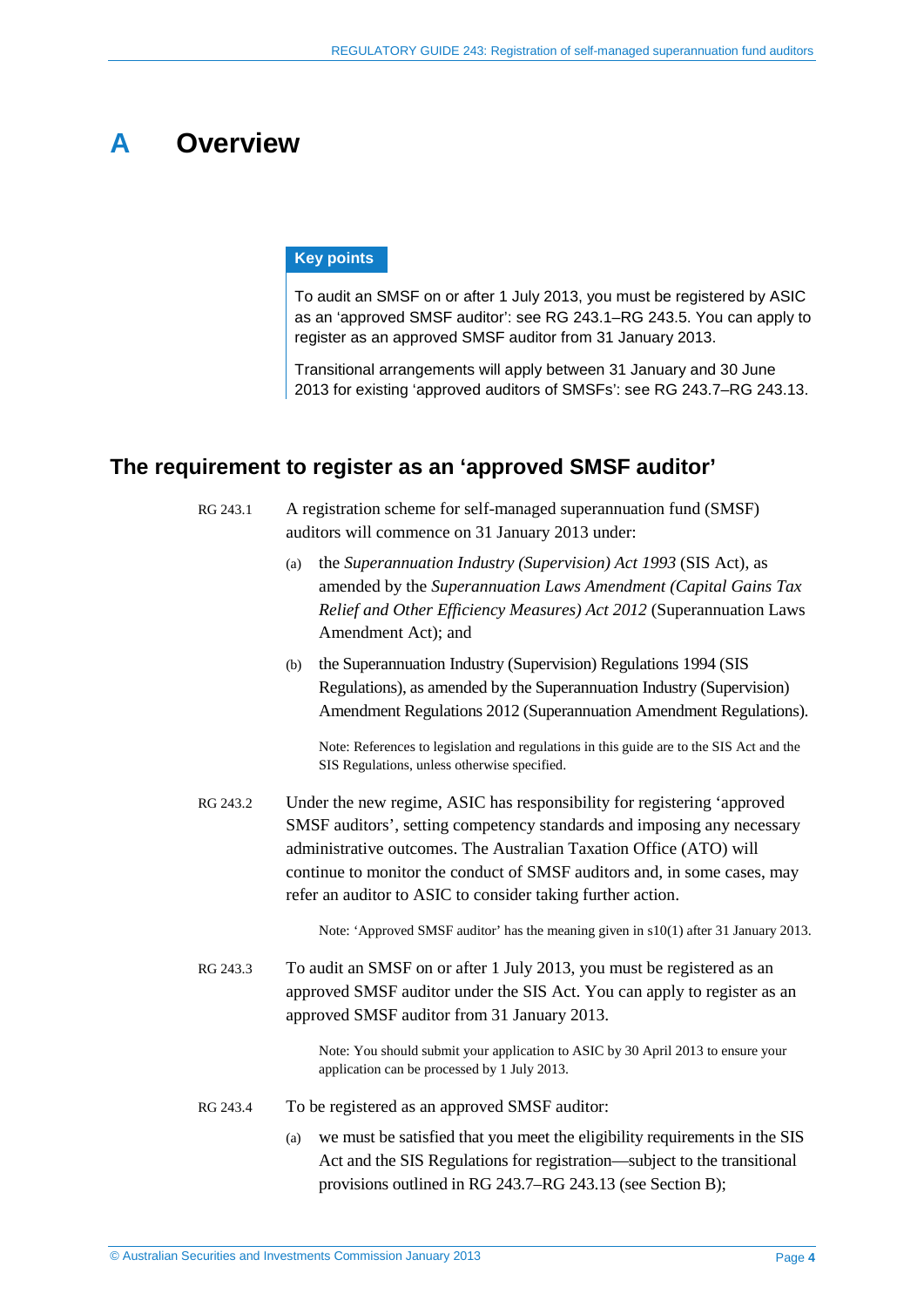# A Overview

**Key points**

To audit an SMSF on or after 1 July 2013, you must be registered by ASIC as an 'approved SMSF auditor': see RG 243.1–RG 243.5. You can apply to register as an approved SMSF auditor from 31 January 2013.

Transitional arrangements will apply between 31 January and 30 June 2013 for existing 'approved auditors of SMSFs': see RG 243.7–RG 243.13.

## The requirement to register as an 'approved SMSF auditor'

RG 243.1 A registration scheme for self-managed superannuation fund (SMSF) auditors will commence on 31 January 2013 under:

(a) the *Superannuation Industry (Supervision) Act 1993* (SIS Act), as amended by the *Superannuation Laws Amendment (Capital Gains Tax Relief and Other Efficiency Measures) Act 2012* (Superannuation Laws Amendment Act); and

(b) the Superannuation Industry (Supervision) Regulations 1994 (SIS Regulations), as amended by the Superannuation Industry (Supervision) Amendment Regulations 2012 (Superannuation Amendment Regulations).

Note: References to legislation and regulations in this guide are to the SIS Act and the SIS Regulations, unless otherwise specified.

RG 243.2 Under the new regime, ASIC has responsibility for registering 'approved SMSF auditors', setting competency standards and imposing any necessary administrative outcomes. The Australian Taxation Office (ATO) will continue to monitor the conduct of SMSF auditors and, in some cases, may refer an auditor to ASIC to consider taking further action.

Note: 'Approved SMSF auditor' has the meaning given in s10(1) after 31 January 2013.

RG 243.3 To audit an SMSF on or after 1 July 2013, you must be registered as an approved SMSF auditor under the SIS Act. You can apply to register as an approved SMSF auditor from 31 January 2013.

Note: You should submit your application to ASIC by 30 April 2013 to ensure your application can be processed by 1 July 2013.

RG 243.4 To be registered as an approved SMSF auditor:

(a) we must be satisfied that you meet the eligibility requirements in the SIS Act and the SIS Regulations for registration—subject to the transitional provisions outlined in RG 243.7–RG 243.13 (see Section B);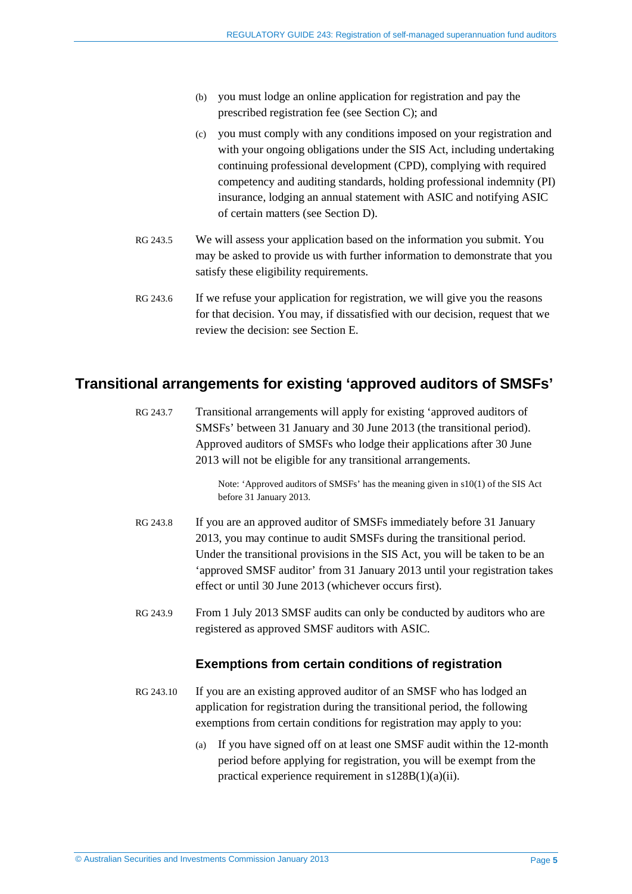(b) you must lodge an online application for registration and pay the prescribed registration fee (see Section C); and

(c) you must comply with any conditions imposed on your registration and with your ongoing obligations under the SIS Act, including undertaking continuing professional development (CPD), complying with required competency and auditing standards, holding professional indemnity (PI) insurance, lodging an annual statement with ASIC and notifying ASIC of certain matters (see Section D).

RG 243.5 We will assess your application based on the information you submit. You may be asked to provide us with further information to demonstrate that you satisfy these eligibility requirements.

RG 243.6 If we refuse your application for registration, we will give you the reasons for that decision. You may, if dissatisfied with our decision, request that we review the decision: see Section E.

## Transitional arrangements for existing 'approved auditors of SMSFs'

RG 243.7 Transitional arrangements will apply for existing 'approved auditors of SMSFs' between 31 January and 30 June 2013 (the transitional period). Approved auditors of SMSFs who lodge their applications after 30 June 2013 will not be eligible for any transitional arrangements.

Note: 'Approved auditors of SMSFs' has the meaning given in s10(1) of the SIS Act before 31 January 2013.

RG 243.8 If you are an approved auditor of SMSFs immediately before 31 January 2013, you may continue to audit SMSFs during the transitional period. Under the transitional provisions in the SIS Act, you will be taken to be an 'approved SMSF auditor' from 31 January 2013 until your registration takes effect or until 30 June 2013 (whichever occurs first).

RG 243.9 From 1 July 2013 SMSF audits can only be conducted by auditors who are registered as approved SMSF auditors with ASIC.

### Exemptions from certain conditions of registration

RG 243.10 If you are an existing approved auditor of an SMSF who has lodged an application for registration during the transitional period, the following exemptions from certain conditions for registration may apply to you:

(a) If you have signed off on at least one SMSF audit within the 12-month period before applying for registration, you will be exempt from the practical experience requirement in s128B(1)(a)(ii).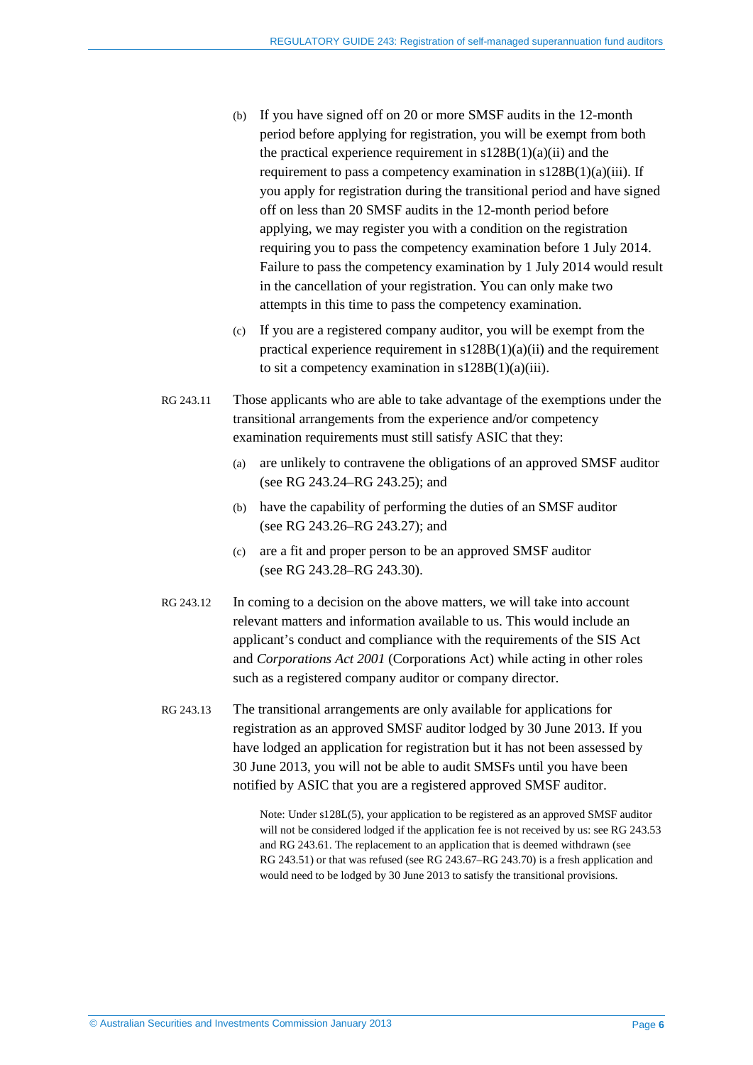(b) If you have signed off on 20 or more SMSF audits in the 12-month period before applying for registration, you will be exempt from both the practical experience requirement in s128B(1)(a)(ii) and the requirement to pass a competency examination in s128B(1)(a)(iii). If you apply for registration during the transitional period and have signed off on less than 20 SMSF audits in the 12-month period before applying, we may register you with a condition on the registration requiring you to pass the competency examination before 1 July 2014. Failure to pass the competency examination by 1 July 2014 would result in the cancellation of your registration. You can only make two attempts in this time to pass the competency examination.

(c) If you are a registered company auditor, you will be exempt from the practical experience requirement in s128B(1)(a)(ii) and the requirement to sit a competency examination in s128B(1)(a)(iii).

RG 243.11 Those applicants who are able to take advantage of the exemptions under the transitional arrangements from the experience and/or competency examination requirements must still satisfy ASIC that they:

(a) are unlikely to contravene the obligations of an approved SMSF auditor (see RG 243.24–RG 243.25); and

(b) have the capability of performing the duties of an SMSF auditor (see RG 243.26–RG 243.27); and

(c) are a fit and proper person to be an approved SMSF auditor (see RG 243.28–RG 243.30).

RG 243.12 In coming to a decision on the above matters, we will take into account relevant matters and information available to us. This would include an applicant's conduct and compliance with the requirements of the SIS Act and *Corporations Act 2001* (Corporations Act) while acting in other roles such as a registered company auditor or company director.

RG 243.13 The transitional arrangements are only available for applications for registration as an approved SMSF auditor lodged by 30 June 2013. If you have lodged an application for registration but it has not been assessed by 30 June 2013, you will not be able to audit SMSFs until you have been notified by ASIC that you are a registered approved SMSF auditor.

Note: Under s128L(5), your application to be registered as an approved SMSF auditor will not be considered lodged if the application fee is not received by us: see RG 243.53 and RG 243.61. The replacement to an application that is deemed withdrawn (see RG 243.51) or that was refused (see RG 243.67–RG 243.70) is a fresh application and would need to be lodged by 30 June 2013 to satisfy the transitional provisions.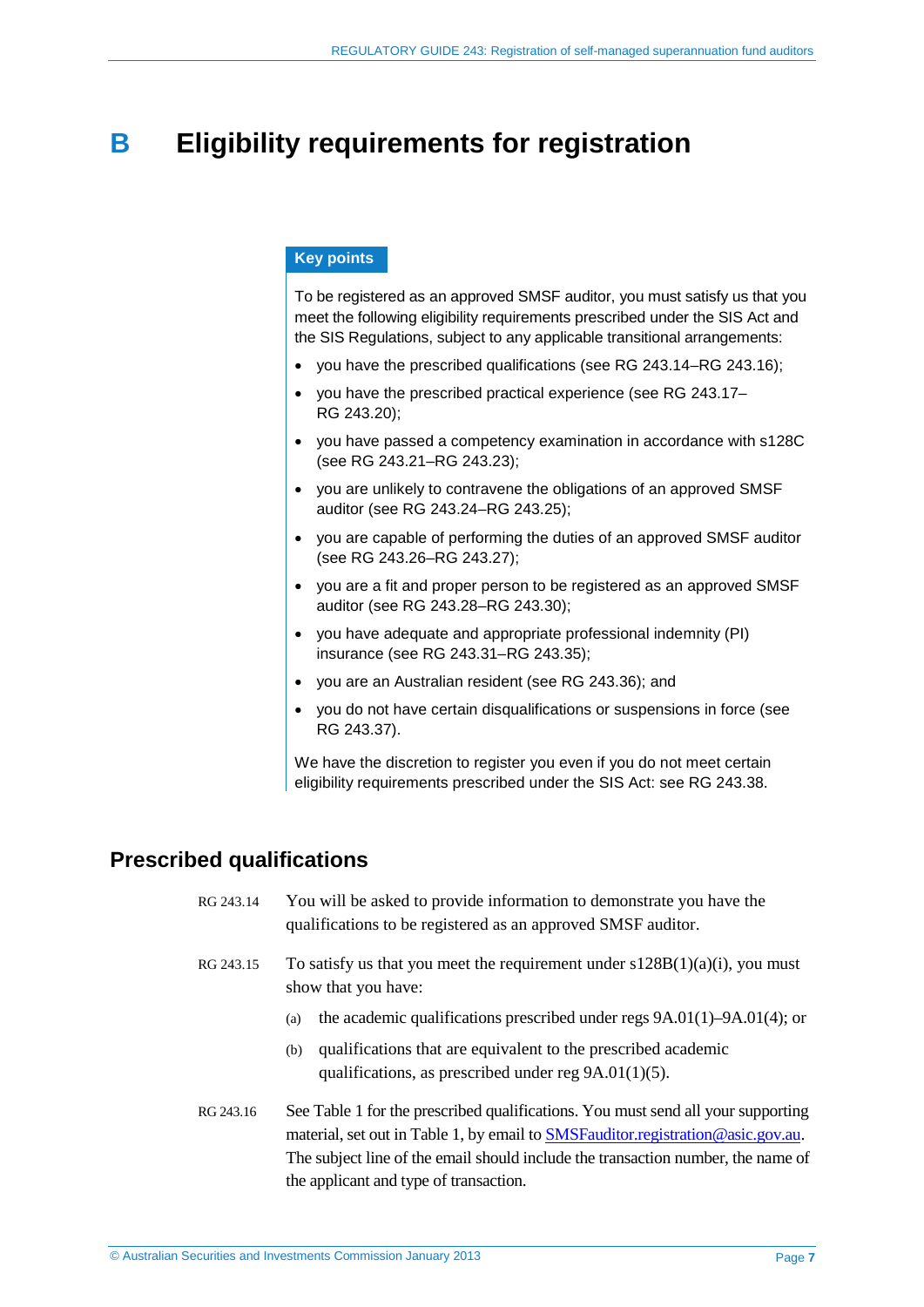# B Eligibility requirements for registration

**Key points**

To be registered as an approved SMSF auditor, you must satisfy us that you meet the following eligibility requirements prescribed under the SIS Act and the SIS Regulations, subject to any applicable transitional arrangements:

- you have the prescribed qualifications (see RG 243.14–RG 243.16);
- you have the prescribed practical experience (see RG 243.17–RG 243.20);
- you have passed a competency examination in accordance with s128C (see RG 243.21–RG 243.23);
- you are unlikely to contravene the obligations of an approved SMSF auditor (see RG 243.24–RG 243.25);
- you are capable of performing the duties of an approved SMSF auditor (see RG 243.26–RG 243.27);
- you are a fit and proper person to be registered as an approved SMSF auditor (see RG 243.28–RG 243.30);
- you have adequate and appropriate professional indemnity (PI) insurance (see RG 243.31–RG 243.35);
- you are an Australian resident (see RG 243.36); and
- you do not have certain disqualifications or suspensions in force (see RG 243.37).

We have the discretion to register you even if you do not meet certain eligibility requirements prescribed under the SIS Act: see RG 243.38.

## Prescribed qualifications

RG 243.14 You will be asked to provide information to demonstrate you have the qualifications to be registered as an approved SMSF auditor.

RG 243.15 To satisfy us that you meet the requirement under s128B(1)(a)(i), you must show that you have:

(a) the academic qualifications prescribed under regs 9A.01(1)–9A.01(4); or

(b) qualifications that are equivalent to the prescribed academic qualifications, as prescribed under reg 9A.01(1)(5).

RG 243.16 See Table 1 for the prescribed qualifications. You must send all your supporting material, set out in Table 1, by email to SMSFauditor.registration@asic.gov.au. The subject line of the email should include the transaction number, the name of the applicant and type of transaction.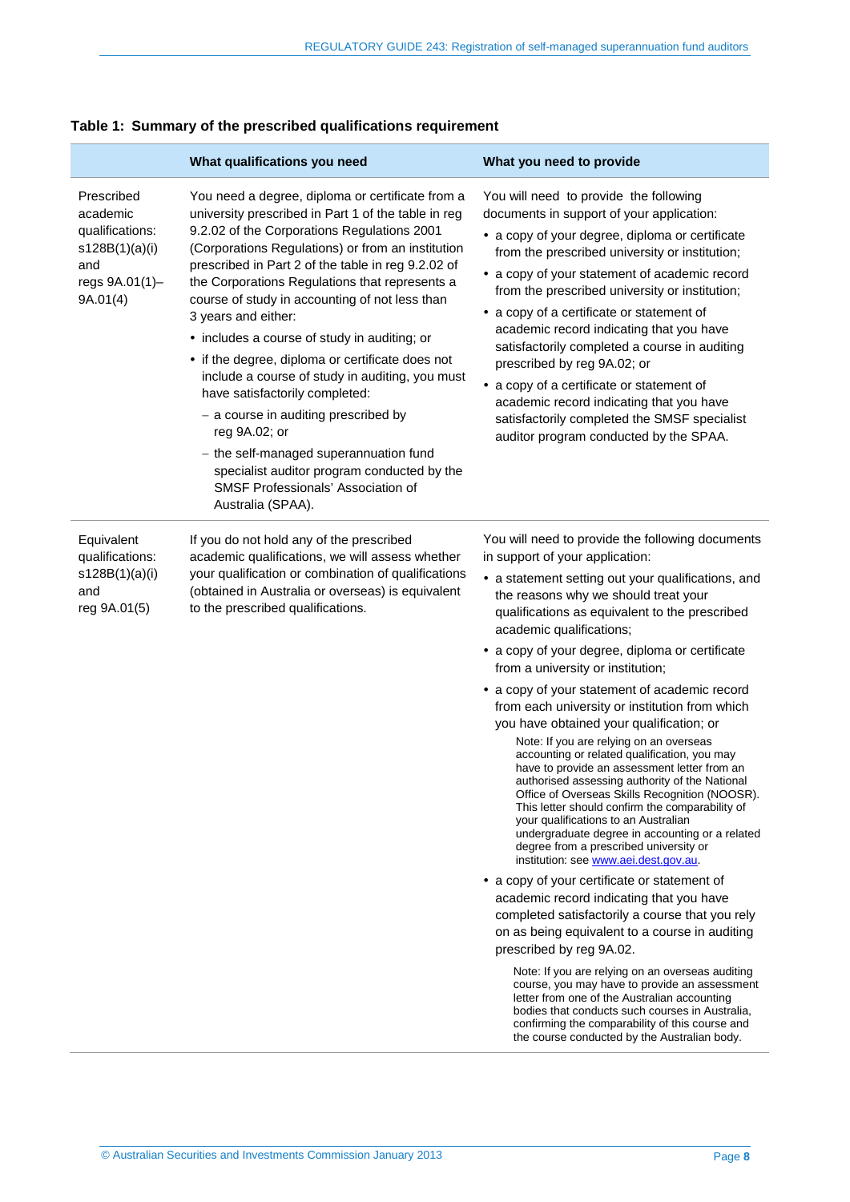**Table 1: Summary of the prescribed qualifications requirement**

| | What qualifications you need | What you need to provide |
|---|---|---|
| Prescribed academic qualifications: s128B(1)(a)(i) and regs 9A.01(1)–9A.01(4) | You need a degree, diploma or certificate from a university prescribed in Part 1 of the table in reg 9.2.02 of the Corporations Regulations 2001 (Corporations Regulations) or from an institution prescribed in Part 2 of the table in reg 9.2.02 of the Corporations Regulations that represents a course of study in accounting of not less than 3 years and either: <br>• includes a course of study in auditing; or <br>• if the degree, diploma or certificate does not include a course of study in auditing, you must have satisfactorily completed: <br>– a course in auditing prescribed by reg 9A.02; or <br>– the self-managed superannuation fund specialist auditor program conducted by the SMSF Professionals' Association of Australia (SPAA). | You will need to provide the following documents in support of your application: <br>• a copy of your degree, diploma or certificate from the prescribed university or institution; <br>• a copy of your statement of academic record from the prescribed university or institution; <br>• a copy of a certificate or statement of academic record indicating that you have satisfactorily completed a course in auditing prescribed by reg 9A.02; or <br>• a copy of a certificate or statement of academic record indicating that you have satisfactorily completed the SMSF specialist auditor program conducted by the SPAA. |
| Equivalent qualifications: s128B(1)(a)(i) and reg 9A.01(5) | If you do not hold any of the prescribed academic qualifications, we will assess whether your qualification or combination of qualifications (obtained in Australia or overseas) is equivalent to the prescribed qualifications. | You will need to provide the following documents in support of your application: <br>• a statement setting out your qualifications, and the reasons why we should treat your qualifications as equivalent to the prescribed academic qualifications; <br>• a copy of your degree, diploma or certificate from a university or institution; <br>• a copy of your statement of academic record from each university or institution from which you have obtained your qualification; or <br>Note: If you are relying on an overseas accounting or related qualification, you may have to provide an assessment letter from an authorised assessing authority of the National Office of Overseas Skills Recognition (NOOSR). This letter should confirm the comparability of your qualifications to an Australian undergraduate degree in accounting or a related degree from a prescribed university or institution: see www.aei.dest.gov.au. <br>• a copy of your certificate or statement of academic record indicating that you have completed satisfactorily a course that you rely on as being equivalent to a course in auditing prescribed by reg 9A.02. <br>Note: If you are relying on an overseas auditing course, you may have to provide an assessment letter from one of the Australian accounting bodies that conducts such courses in Australia, confirming the comparability of this course and the course conducted by the Australian body. |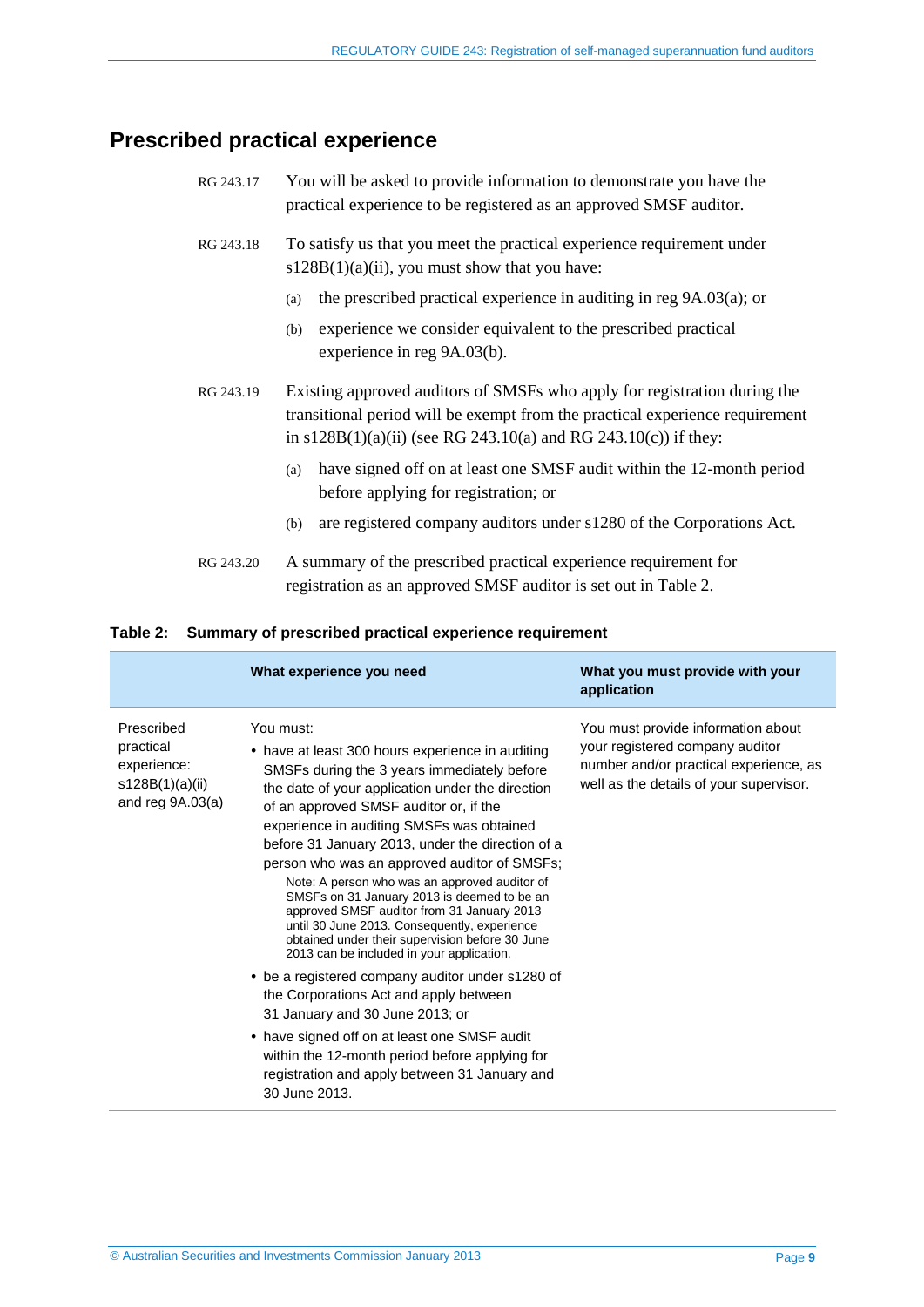## Prescribed practical experience

RG 243.17 You will be asked to provide information to demonstrate you have the practical experience to be registered as an approved SMSF auditor.

RG 243.18 To satisfy us that you meet the practical experience requirement under s128B(1)(a)(ii), you must show that you have:

(a) the prescribed practical experience in auditing in reg 9A.03(a); or

(b) experience we consider equivalent to the prescribed practical experience in reg 9A.03(b).

RG 243.19 Existing approved auditors of SMSFs who apply for registration during the transitional period will be exempt from the practical experience requirement in s128B(1)(a)(ii) (see RG 243.10(a) and RG 243.10(c)) if they:

(a) have signed off on at least one SMSF audit within the 12-month period before applying for registration; or

(b) are registered company auditors under s1280 of the Corporations Act.

RG 243.20 A summary of the prescribed practical experience requirement for registration as an approved SMSF auditor is set out in Table 2.

**Table 2: Summary of prescribed practical experience requirement**

| | What experience you need | What you must provide with your application |
|---|---|---|
| Prescribed practical experience: s128B(1)(a)(ii) and reg 9A.03(a) | You must:<br>• have at least 300 hours experience in auditing SMSFs during the 3 years immediately before the date of your application under the direction of an approved SMSF auditor or, if the experience in auditing SMSFs was obtained before 31 January 2013, under the direction of a person who was an approved auditor of SMSFs;<br>Note: A person who was an approved auditor of SMSFs on 31 January 2013 is deemed to be an approved SMSF auditor from 31 January 2013 until 30 June 2013. Consequently, experience obtained under their supervision before 30 June 2013 can be included in your application.<br>• be a registered company auditor under s1280 of the Corporations Act and apply between 31 January and 30 June 2013; or<br>• have signed off on at least one SMSF audit within the 12-month period before applying for registration and apply between 31 January and 30 June 2013. | You must provide information about your registered company auditor number and/or practical experience, as well as the details of your supervisor. |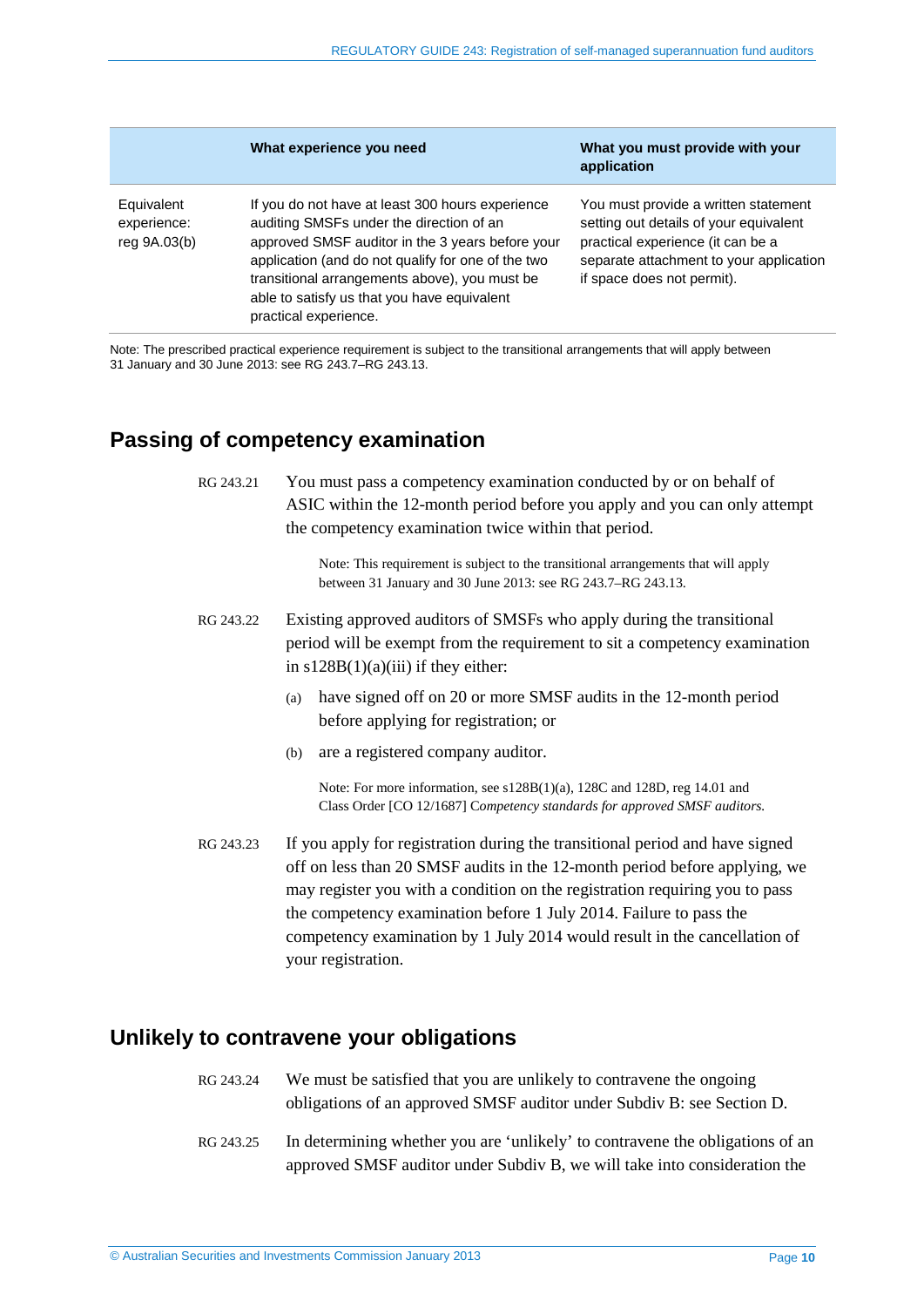| | What experience you need | What you must provide with your application |
|---|---|---|
| Equivalent experience: reg 9A.03(b) | If you do not have at least 300 hours experience auditing SMSFs under the direction of an approved SMSF auditor in the 3 years before your application (and do not qualify for one of the two transitional arrangements above), you must be able to satisfy us that you have equivalent practical experience. | You must provide a written statement setting out details of your equivalent practical experience (it can be a separate attachment to your application if space does not permit). |

Note: The prescribed practical experience requirement is subject to the transitional arrangements that will apply between 31 January and 30 June 2013: see RG 243.7–RG 243.13.

## Passing of competency examination

RG 243.21 You must pass a competency examination conducted by or on behalf of ASIC within the 12-month period before you apply and you can only attempt the competency examination twice within that period.

Note: This requirement is subject to the transitional arrangements that will apply between 31 January and 30 June 2013: see RG 243.7–RG 243.13.

RG 243.22 Existing approved auditors of SMSFs who apply during the transitional period will be exempt from the requirement to sit a competency examination in s128B(1)(a)(iii) if they either:

(a) have signed off on 20 or more SMSF audits in the 12-month period before applying for registration; or

(b) are a registered company auditor.

Note: For more information, see s128B(1)(a), 128C and 128D, reg 14.01 and Class Order [CO 12/1687] *Competency standards for approved SMSF auditors.*

RG 243.23 If you apply for registration during the transitional period and have signed off on less than 20 SMSF audits in the 12-month period before applying, we may register you with a condition on the registration requiring you to pass the competency examination before 1 July 2014. Failure to pass the competency examination by 1 July 2014 would result in the cancellation of your registration.

## Unlikely to contravene your obligations

RG 243.24 We must be satisfied that you are unlikely to contravene the ongoing obligations of an approved SMSF auditor under Subdiv B: see Section D.

RG 243.25 In determining whether you are 'unlikely' to contravene the obligations of an approved SMSF auditor under Subdiv B, we will take into consideration the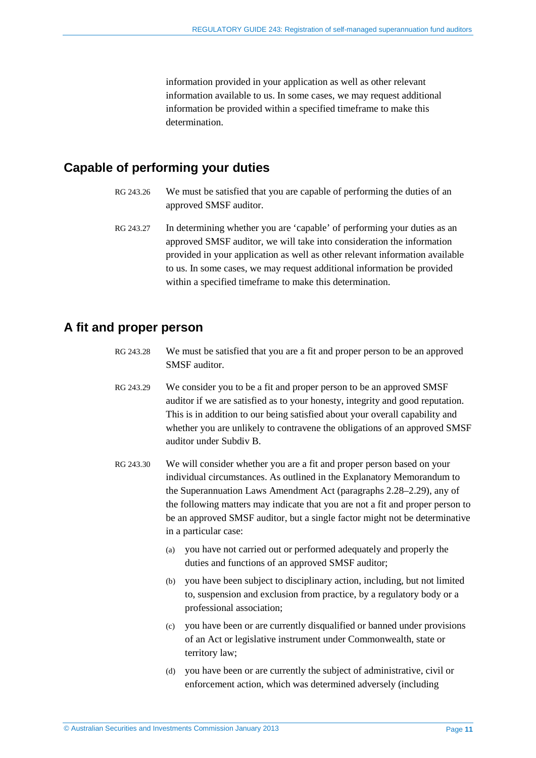information provided in your application as well as other relevant information available to us. In some cases, we may request additional information be provided within a specified timeframe to make this determination.

## Capable of performing your duties

RG 243.26 We must be satisfied that you are capable of performing the duties of an approved SMSF auditor.

RG 243.27 In determining whether you are 'capable' of performing your duties as an approved SMSF auditor, we will take into consideration the information provided in your application as well as other relevant information available to us. In some cases, we may request additional information be provided within a specified timeframe to make this determination.

## A fit and proper person

RG 243.28 We must be satisfied that you are a fit and proper person to be an approved SMSF auditor.

RG 243.29 We consider you to be a fit and proper person to be an approved SMSF auditor if we are satisfied as to your honesty, integrity and good reputation. This is in addition to our being satisfied about your overall capability and whether you are unlikely to contravene the obligations of an approved SMSF auditor under Subdiv B.

RG 243.30 We will consider whether you are a fit and proper person based on your individual circumstances. As outlined in the Explanatory Memorandum to the Superannuation Laws Amendment Act (paragraphs 2.28–2.29), any of the following matters may indicate that you are not a fit and proper person to be an approved SMSF auditor, but a single factor might not be determinative in a particular case:

(a) you have not carried out or performed adequately and properly the duties and functions of an approved SMSF auditor;

(b) you have been subject to disciplinary action, including, but not limited to, suspension and exclusion from practice, by a regulatory body or a professional association;

(c) you have been or are currently disqualified or banned under provisions of an Act or legislative instrument under Commonwealth, state or territory law;

(d) you have been or are currently the subject of administrative, civil or enforcement action, which was determined adversely (including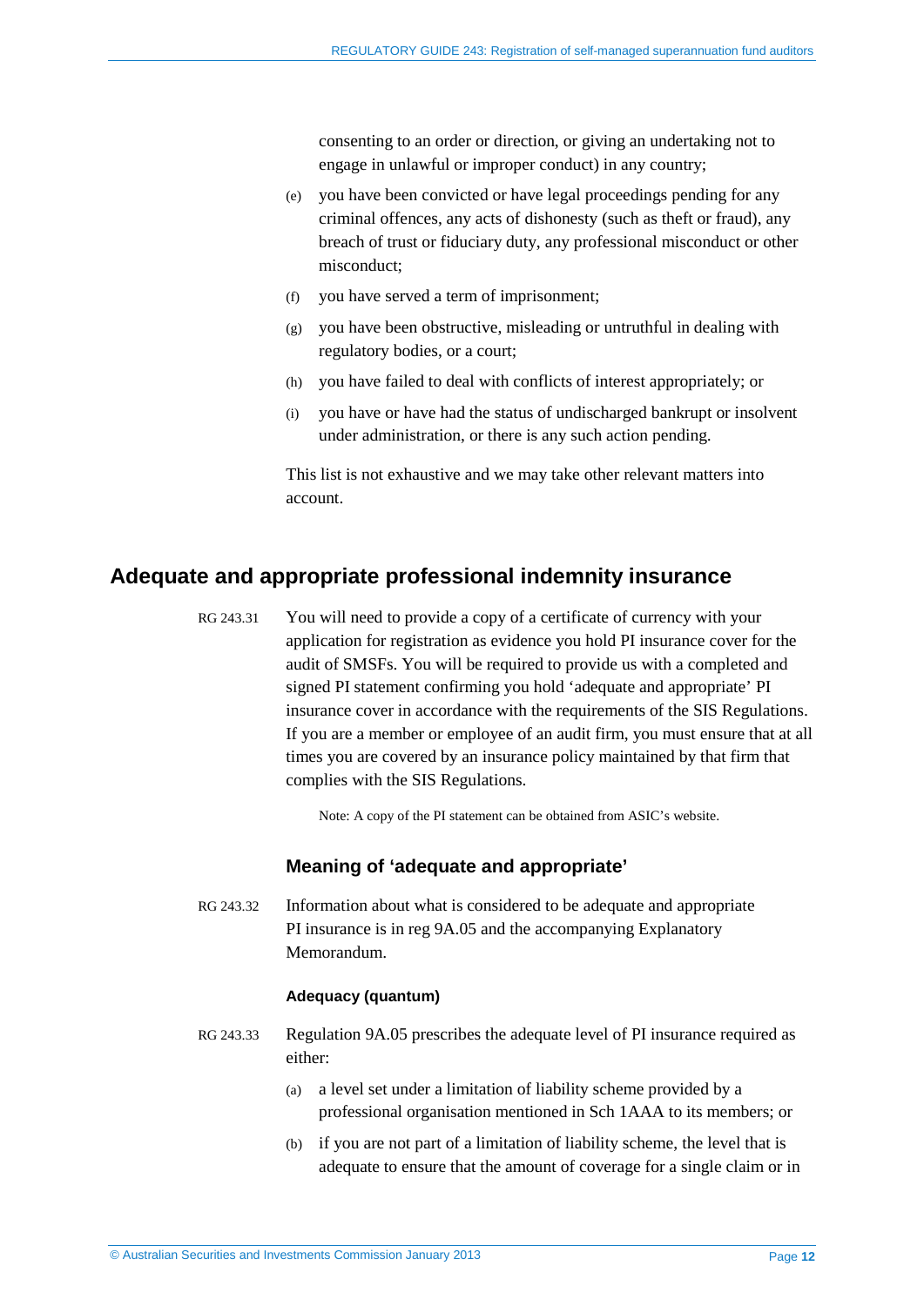consenting to an order or direction, or giving an undertaking not to engage in unlawful or improper conduct) in any country;

(e) you have been convicted or have legal proceedings pending for any criminal offences, any acts of dishonesty (such as theft or fraud), any breach of trust or fiduciary duty, any professional misconduct or other misconduct;

(f) you have served a term of imprisonment;

(g) you have been obstructive, misleading or untruthful in dealing with regulatory bodies, or a court;

(h) you have failed to deal with conflicts of interest appropriately; or

(i) you have or have had the status of undischarged bankrupt or insolvent under administration, or there is any such action pending.

This list is not exhaustive and we may take other relevant matters into account.

## Adequate and appropriate professional indemnity insurance

RG 243.31 You will need to provide a copy of a certificate of currency with your application for registration as evidence you hold PI insurance cover for the audit of SMSFs. You will be required to provide us with a completed and signed PI statement confirming you hold 'adequate and appropriate' PI insurance cover in accordance with the requirements of the SIS Regulations. If you are a member or employee of an audit firm, you must ensure that at all times you are covered by an insurance policy maintained by that firm that complies with the SIS Regulations.

Note: A copy of the PI statement can be obtained from ASIC's website.

### Meaning of 'adequate and appropriate'

RG 243.32 Information about what is considered to be adequate and appropriate PI insurance is in reg 9A.05 and the accompanying Explanatory Memorandum.

#### Adequacy (quantum)

RG 243.33 Regulation 9A.05 prescribes the adequate level of PI insurance required as either:

(a) a level set under a limitation of liability scheme provided by a professional organisation mentioned in Sch 1AAA to its members; or

(b) if you are not part of a limitation of liability scheme, the level that is adequate to ensure that the amount of coverage for a single claim or in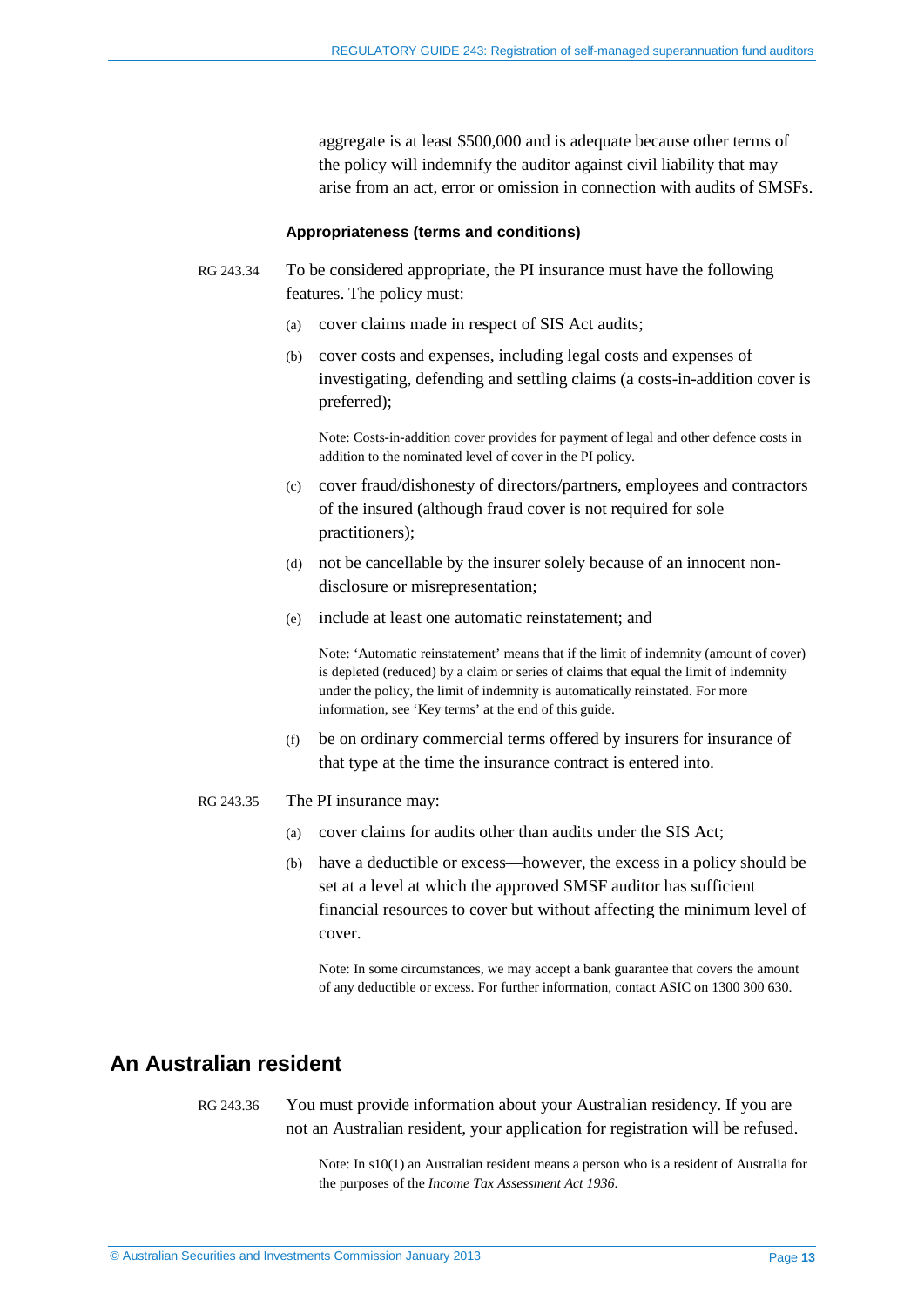aggregate is at least $500,000 and is adequate because other terms of the policy will indemnify the auditor against civil liability that may arise from an act, error or omission in connection with audits of SMSFs.

#### Appropriateness (terms and conditions)

RG 243.34 To be considered appropriate, the PI insurance must have the following features. The policy must:

(a) cover claims made in respect of SIS Act audits;

(b) cover costs and expenses, including legal costs and expenses of investigating, defending and settling claims (a costs-in-addition cover is preferred);

Note: Costs-in-addition cover provides for payment of legal and other defence costs in addition to the nominated level of cover in the PI policy.

(c) cover fraud/dishonesty of directors/partners, employees and contractors of the insured (although fraud cover is not required for sole practitioners);

(d) not be cancellable by the insurer solely because of an innocent non-disclosure or misrepresentation;

(e) include at least one automatic reinstatement; and

Note: 'Automatic reinstatement' means that if the limit of indemnity (amount of cover) is depleted (reduced) by a claim or series of claims that equal the limit of indemnity under the policy, the limit of indemnity is automatically reinstated. For more information, see 'Key terms' at the end of this guide.

(f) be on ordinary commercial terms offered by insurers for insurance of that type at the time the insurance contract is entered into.

RG 243.35 The PI insurance may:

(a) cover claims for audits other than audits under the SIS Act;

(b) have a deductible or excess—however, the excess in a policy should be set at a level at which the approved SMSF auditor has sufficient financial resources to cover but without affecting the minimum level of cover.

Note: In some circumstances, we may accept a bank guarantee that covers the amount of any deductible or excess. For further information, contact ASIC on 1300 300 630.

## An Australian resident

RG 243.36 You must provide information about your Australian residency. If you are not an Australian resident, your application for registration will be refused.

Note: In s10(1) an Australian resident means a person who is a resident of Australia for the purposes of the *Income Tax Assessment Act 1936*.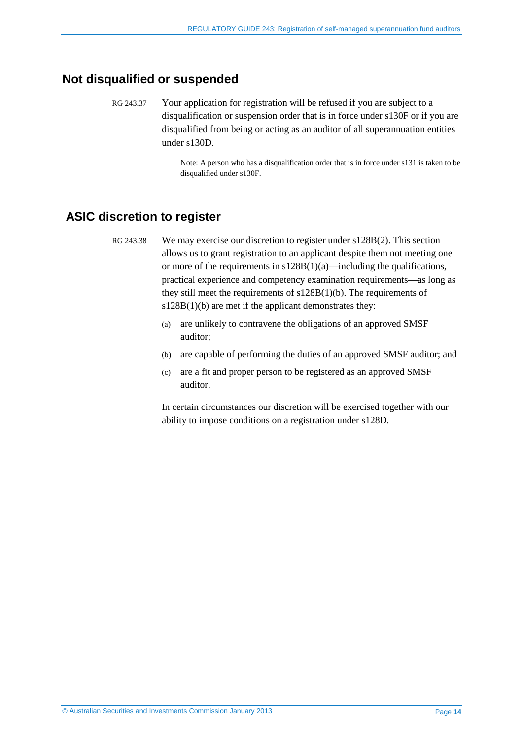## Not disqualified or suspended

RG 243.37 Your application for registration will be refused if you are subject to a disqualification or suspension order that is in force under s130F or if you are disqualified from being or acting as an auditor of all superannuation entities under s130D.

> Note: A person who has a disqualification order that is in force under s131 is taken to be disqualified under s130F.

## ASIC discretion to register

RG 243.38 We may exercise our discretion to register under s128B(2). This section allows us to grant registration to an applicant despite them not meeting one or more of the requirements in s128B(1)(a)—including the qualifications, practical experience and competency examination requirements—as long as they still meet the requirements of s128B(1)(b). The requirements of s128B(1)(b) are met if the applicant demonstrates they:

(a) are unlikely to contravene the obligations of an approved SMSF auditor;

(b) are capable of performing the duties of an approved SMSF auditor; and

(c) are a fit and proper person to be registered as an approved SMSF auditor.

In certain circumstances our discretion will be exercised together with our ability to impose conditions on a registration under s128D.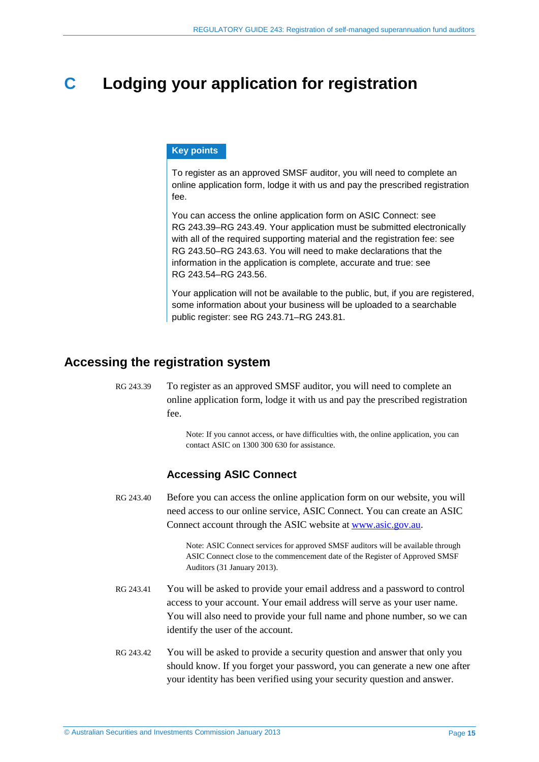# C Lodging your application for registration

**Key points**

To register as an approved SMSF auditor, you will need to complete an online application form, lodge it with us and pay the prescribed registration fee.

You can access the online application form on ASIC Connect: see RG 243.39–RG 243.49. Your application must be submitted electronically with all of the required supporting material and the registration fee: see RG 243.50–RG 243.63. You will need to make declarations that the information in the application is complete, accurate and true: see RG 243.54–RG 243.56.

Your application will not be available to the public, but, if you are registered, some information about your business will be uploaded to a searchable public register: see RG 243.71–RG 243.81.

## Accessing the registration system

RG 243.39 To register as an approved SMSF auditor, you will need to complete an online application form, lodge it with us and pay the prescribed registration fee.

> Note: If you cannot access, or have difficulties with, the online application, you can contact ASIC on 1300 300 630 for assistance.

### Accessing ASIC Connect

RG 243.40 Before you can access the online application form on our website, you will need access to our online service, ASIC Connect. You can create an ASIC Connect account through the ASIC website at www.asic.gov.au.

> Note: ASIC Connect services for approved SMSF auditors will be available through ASIC Connect close to the commencement date of the Register of Approved SMSF Auditors (31 January 2013).

RG 243.41 You will be asked to provide your email address and a password to control access to your account. Your email address will serve as your user name. You will also need to provide your full name and phone number, so we can identify the user of the account.

RG 243.42 You will be asked to provide a security question and answer that only you should know. If you forget your password, you can generate a new one after your identity has been verified using your security question and answer.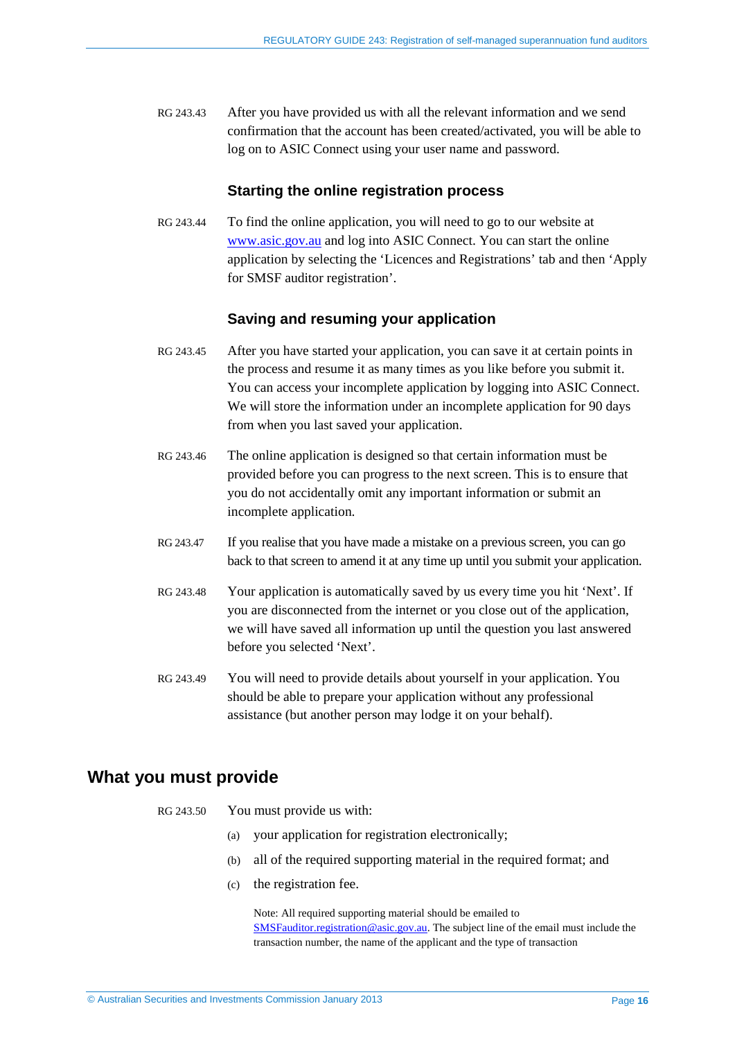RG 243.43 After you have provided us with all the relevant information and we send confirmation that the account has been created/activated, you will be able to log on to ASIC Connect using your user name and password.

### Starting the online registration process

RG 243.44 To find the online application, you will need to go to our website at [www.asic.gov.au](www.asic.gov.au) and log into ASIC Connect. You can start the online application by selecting the 'Licences and Registrations' tab and then 'Apply for SMSF auditor registration'.

### Saving and resuming your application

RG 243.45 After you have started your application, you can save it at certain points in the process and resume it as many times as you like before you submit it. You can access your incomplete application by logging into ASIC Connect. We will store the information under an incomplete application for 90 days from when you last saved your application.

RG 243.46 The online application is designed so that certain information must be provided before you can progress to the next screen. This is to ensure that you do not accidentally omit any important information or submit an incomplete application.

RG 243.47 If you realise that you have made a mistake on a previous screen, you can go back to that screen to amend it at any time up until you submit your application.

RG 243.48 Your application is automatically saved by us every time you hit 'Next'. If you are disconnected from the internet or you close out of the application, we will have saved all information up until the question you last answered before you selected 'Next'.

RG 243.49 You will need to provide details about yourself in your application. You should be able to prepare your application without any professional assistance (but another person may lodge it on your behalf).

## What you must provide

RG 243.50 You must provide us with:

(a) your application for registration electronically;

(b) all of the required supporting material in the required format; and

(c) the registration fee.

Note: All required supporting material should be emailed to [SMSFauditor.registration@asic.gov.au](mailto:SMSFauditor.registration@asic.gov.au). The subject line of the email must include the transaction number, the name of the applicant and the type of transaction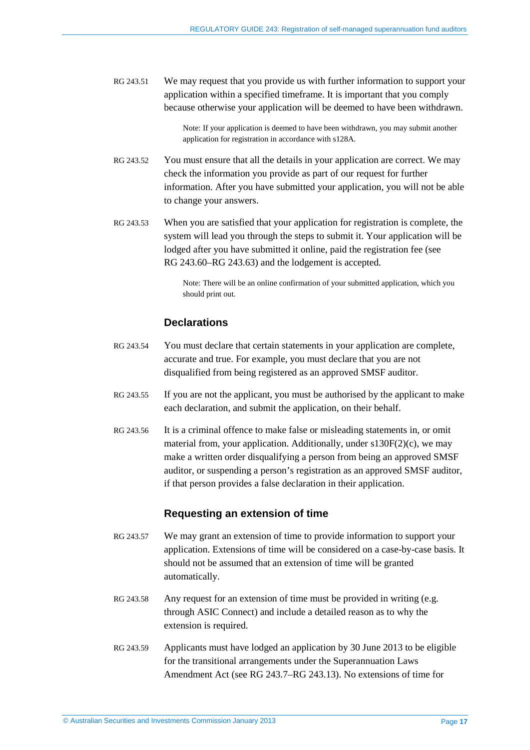RG 243.51 We may request that you provide us with further information to support your application within a specified timeframe. It is important that you comply because otherwise your application will be deemed to have been withdrawn.

> Note: If your application is deemed to have been withdrawn, you may submit another application for registration in accordance with s128A.

RG 243.52 You must ensure that all the details in your application are correct. We may check the information you provide as part of our request for further information. After you have submitted your application, you will not be able to change your answers.

RG 243.53 When you are satisfied that your application for registration is complete, the system will lead you through the steps to submit it. Your application will be lodged after you have submitted it online, paid the registration fee (see RG 243.60–RG 243.63) and the lodgement is accepted.

> Note: There will be an online confirmation of your submitted application, which you should print out.

### Declarations

RG 243.54 You must declare that certain statements in your application are complete, accurate and true. For example, you must declare that you are not disqualified from being registered as an approved SMSF auditor.

RG 243.55 If you are not the applicant, you must be authorised by the applicant to make each declaration, and submit the application, on their behalf.

RG 243.56 It is a criminal offence to make false or misleading statements in, or omit material from, your application. Additionally, under s130F(2)(c), we may make a written order disqualifying a person from being an approved SMSF auditor, or suspending a person's registration as an approved SMSF auditor, if that person provides a false declaration in their application.

### Requesting an extension of time

RG 243.57 We may grant an extension of time to provide information to support your application. Extensions of time will be considered on a case-by-case basis. It should not be assumed that an extension of time will be granted automatically.

RG 243.58 Any request for an extension of time must be provided in writing (e.g. through ASIC Connect) and include a detailed reason as to why the extension is required.

RG 243.59 Applicants must have lodged an application by 30 June 2013 to be eligible for the transitional arrangements under the Superannuation Laws Amendment Act (see RG 243.7–RG 243.13). No extensions of time for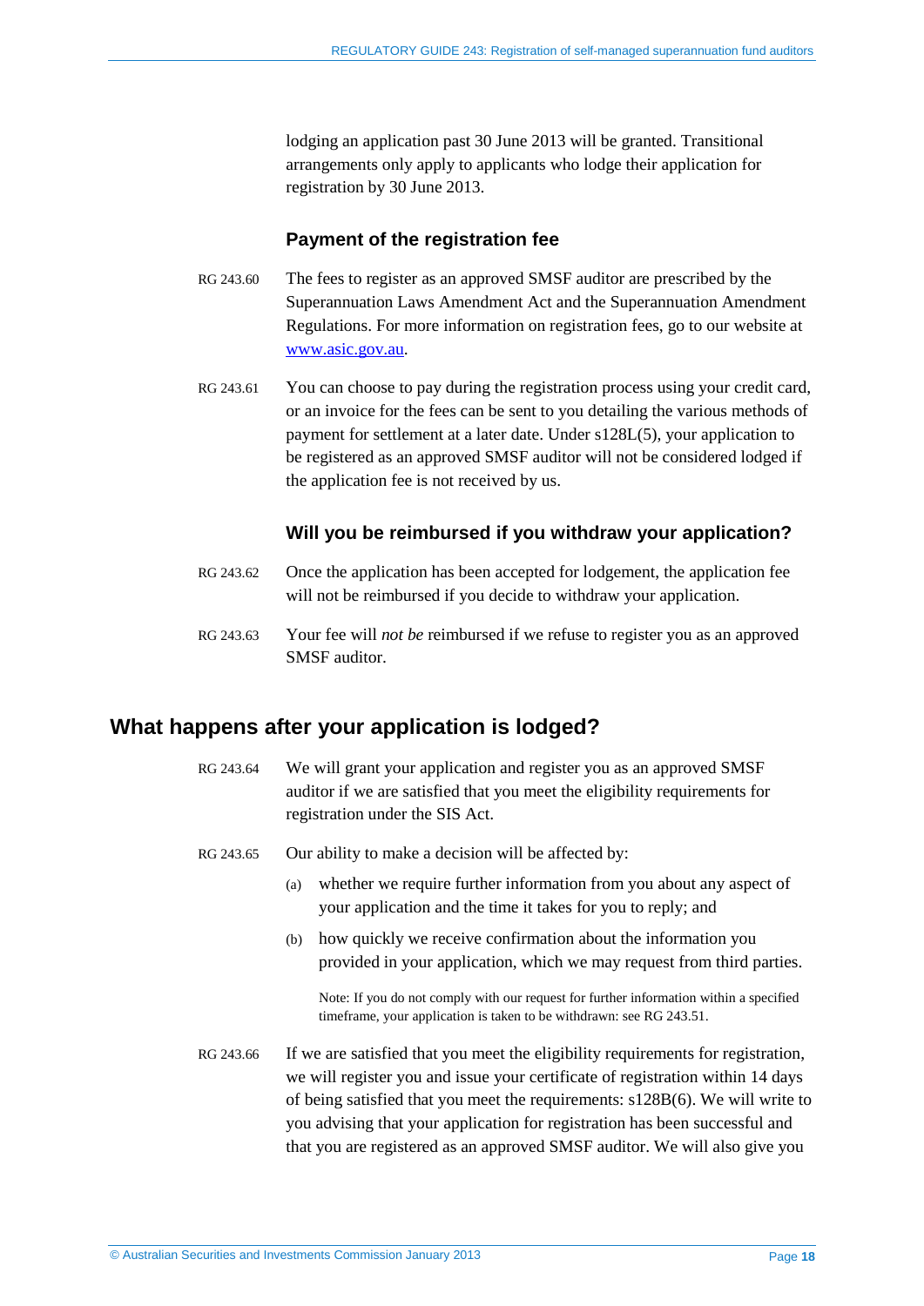lodging an application past 30 June 2013 will be granted. Transitional arrangements only apply to applicants who lodge their application for registration by 30 June 2013.

### Payment of the registration fee

RG 243.60 The fees to register as an approved SMSF auditor are prescribed by the Superannuation Laws Amendment Act and the Superannuation Amendment Regulations. For more information on registration fees, go to our website at [www.asic.gov.au](http://www.asic.gov.au).

RG 243.61 You can choose to pay during the registration process using your credit card, or an invoice for the fees can be sent to you detailing the various methods of payment for settlement at a later date. Under s128L(5), your application to be registered as an approved SMSF auditor will not be considered lodged if the application fee is not received by us.

### Will you be reimbursed if you withdraw your application?

RG 243.62 Once the application has been accepted for lodgement, the application fee will not be reimbursed if you decide to withdraw your application.

RG 243.63 Your fee will *not be* reimbursed if we refuse to register you as an approved SMSF auditor.

## What happens after your application is lodged?

RG 243.64 We will grant your application and register you as an approved SMSF auditor if we are satisfied that you meet the eligibility requirements for registration under the SIS Act.

RG 243.65 Our ability to make a decision will be affected by:

(a) whether we require further information from you about any aspect of your application and the time it takes for you to reply; and

(b) how quickly we receive confirmation about the information you provided in your application, which we may request from third parties.

Note: If you do not comply with our request for further information within a specified timeframe, your application is taken to be withdrawn: see RG 243.51.

RG 243.66 If we are satisfied that you meet the eligibility requirements for registration, we will register you and issue your certificate of registration within 14 days of being satisfied that you meet the requirements: s128B(6). We will write to you advising that your application for registration has been successful and that you are registered as an approved SMSF auditor. We will also give you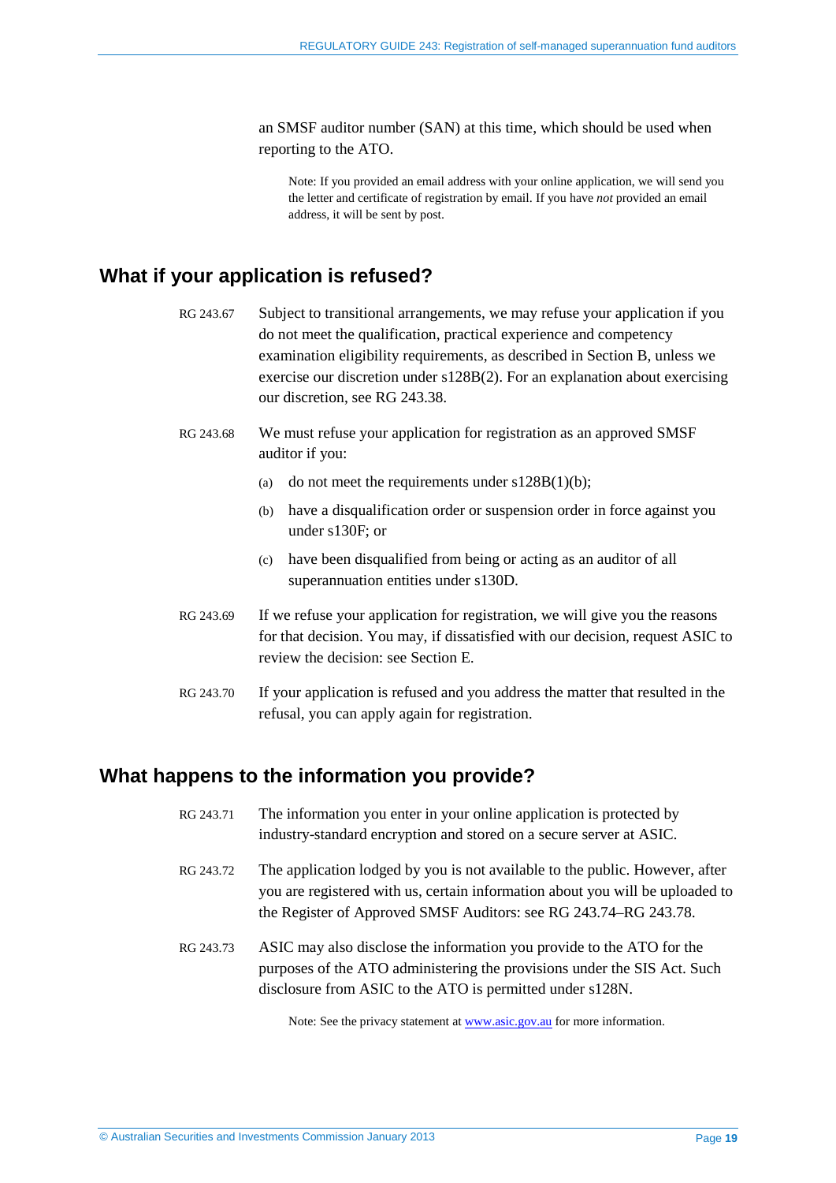an SMSF auditor number (SAN) at this time, which should be used when reporting to the ATO.

> Note: If you provided an email address with your online application, we will send you the letter and certificate of registration by email. If you have *not* provided an email address, it will be sent by post.

## What if your application is refused?

RG 243.67 Subject to transitional arrangements, we may refuse your application if you do not meet the qualification, practical experience and competency examination eligibility requirements, as described in Section B, unless we exercise our discretion under s128B(2). For an explanation about exercising our discretion, see RG 243.38.

RG 243.68 We must refuse your application for registration as an approved SMSF auditor if you:

(a) do not meet the requirements under s128B(1)(b);

(b) have a disqualification order or suspension order in force against you under s130F; or

(c) have been disqualified from being or acting as an auditor of all superannuation entities under s130D.

RG 243.69 If we refuse your application for registration, we will give you the reasons for that decision. You may, if dissatisfied with our decision, request ASIC to review the decision: see Section E.

RG 243.70 If your application is refused and you address the matter that resulted in the refusal, you can apply again for registration.

## What happens to the information you provide?

RG 243.71 The information you enter in your online application is protected by industry-standard encryption and stored on a secure server at ASIC.

RG 243.72 The application lodged by you is not available to the public. However, after you are registered with us, certain information about you will be uploaded to the Register of Approved SMSF Auditors: see RG 243.74–RG 243.78.

RG 243.73 ASIC may also disclose the information you provide to the ATO for the purposes of the ATO administering the provisions under the SIS Act. Such disclosure from ASIC to the ATO is permitted under s128N.

> Note: See the privacy statement at www.asic.gov.au for more information.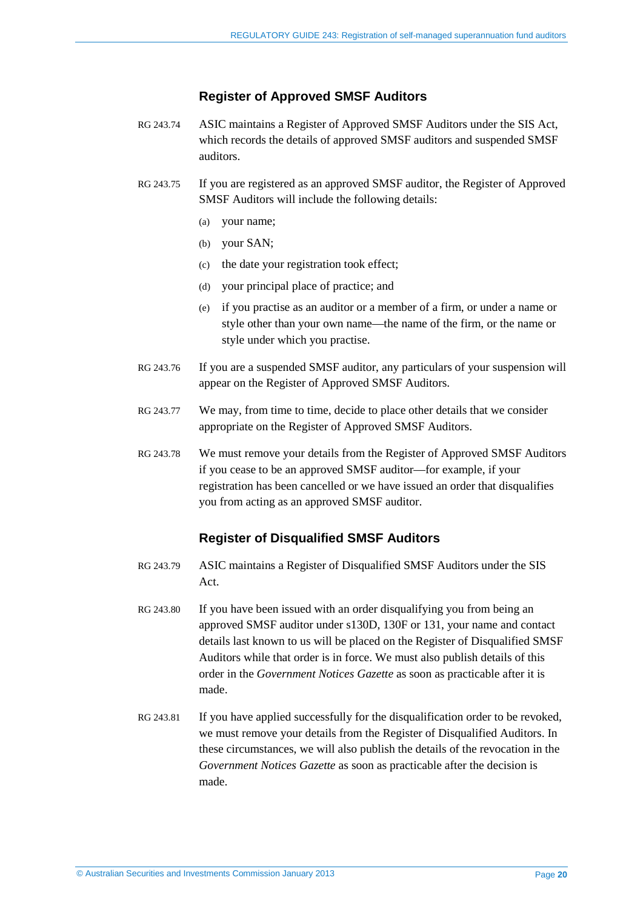## Register of Approved SMSF Auditors

RG 243.74 ASIC maintains a Register of Approved SMSF Auditors under the SIS Act, which records the details of approved SMSF auditors and suspended SMSF auditors.

RG 243.75 If you are registered as an approved SMSF auditor, the Register of Approved SMSF Auditors will include the following details:

(a) your name;

(b) your SAN;

(c) the date your registration took effect;

(d) your principal place of practice; and

(e) if you practise as an auditor or a member of a firm, or under a name or style other than your own name—the name of the firm, or the name or style under which you practise.

RG 243.76 If you are a suspended SMSF auditor, any particulars of your suspension will appear on the Register of Approved SMSF Auditors.

RG 243.77 We may, from time to time, decide to place other details that we consider appropriate on the Register of Approved SMSF Auditors.

RG 243.78 We must remove your details from the Register of Approved SMSF Auditors if you cease to be an approved SMSF auditor—for example, if your registration has been cancelled or we have issued an order that disqualifies you from acting as an approved SMSF auditor.

## Register of Disqualified SMSF Auditors

RG 243.79 ASIC maintains a Register of Disqualified SMSF Auditors under the SIS Act.

RG 243.80 If you have been issued with an order disqualifying you from being an approved SMSF auditor under s130D, 130F or 131, your name and contact details last known to us will be placed on the Register of Disqualified SMSF Auditors while that order is in force. We must also publish details of this order in the *Government Notices Gazette* as soon as practicable after it is made.

RG 243.81 If you have applied successfully for the disqualification order to be revoked, we must remove your details from the Register of Disqualified Auditors. In these circumstances, we will also publish the details of the revocation in the *Government Notices Gazette* as soon as practicable after the decision is made.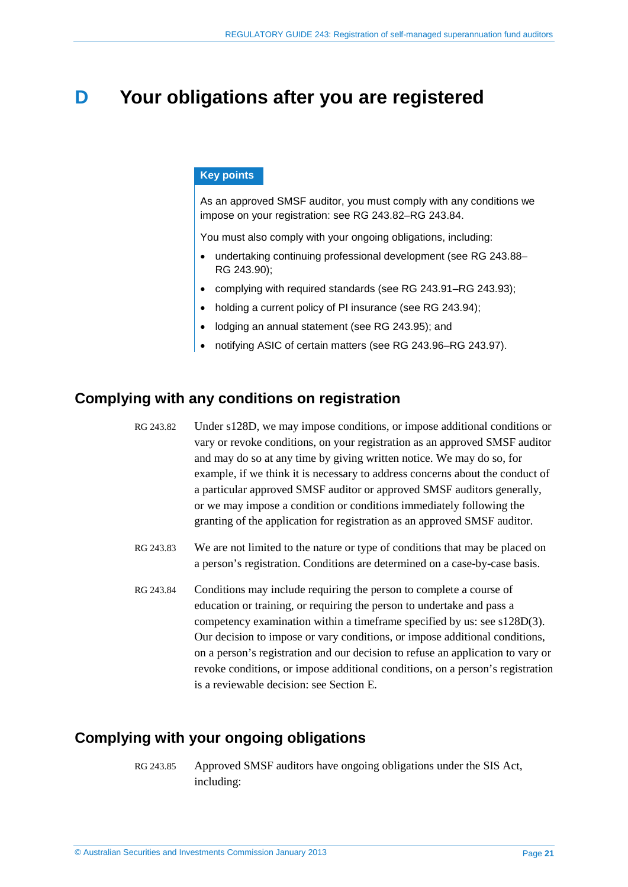# D Your obligations after you are registered

**Key points**

As an approved SMSF auditor, you must comply with any conditions we impose on your registration: see RG 243.82–RG 243.84.

You must also comply with your ongoing obligations, including:

- undertaking continuing professional development (see RG 243.88–RG 243.90);
- complying with required standards (see RG 243.91–RG 243.93);
- holding a current policy of PI insurance (see RG 243.94);
- lodging an annual statement (see RG 243.95); and
- notifying ASIC of certain matters (see RG 243.96–RG 243.97).

## Complying with any conditions on registration

RG 243.82 Under s128D, we may impose conditions, or impose additional conditions or vary or revoke conditions, on your registration as an approved SMSF auditor and may do so at any time by giving written notice. We may do so, for example, if we think it is necessary to address concerns about the conduct of a particular approved SMSF auditor or approved SMSF auditors generally, or we may impose a condition or conditions immediately following the granting of the application for registration as an approved SMSF auditor.

RG 243.83 We are not limited to the nature or type of conditions that may be placed on a person's registration. Conditions are determined on a case-by-case basis.

RG 243.84 Conditions may include requiring the person to complete a course of education or training, or requiring the person to undertake and pass a competency examination within a timeframe specified by us: see s128D(3). Our decision to impose or vary conditions, or impose additional conditions, on a person's registration and our decision to refuse an application to vary or revoke conditions, or impose additional conditions, on a person's registration is a reviewable decision: see Section E.

## Complying with your ongoing obligations

RG 243.85 Approved SMSF auditors have ongoing obligations under the SIS Act, including: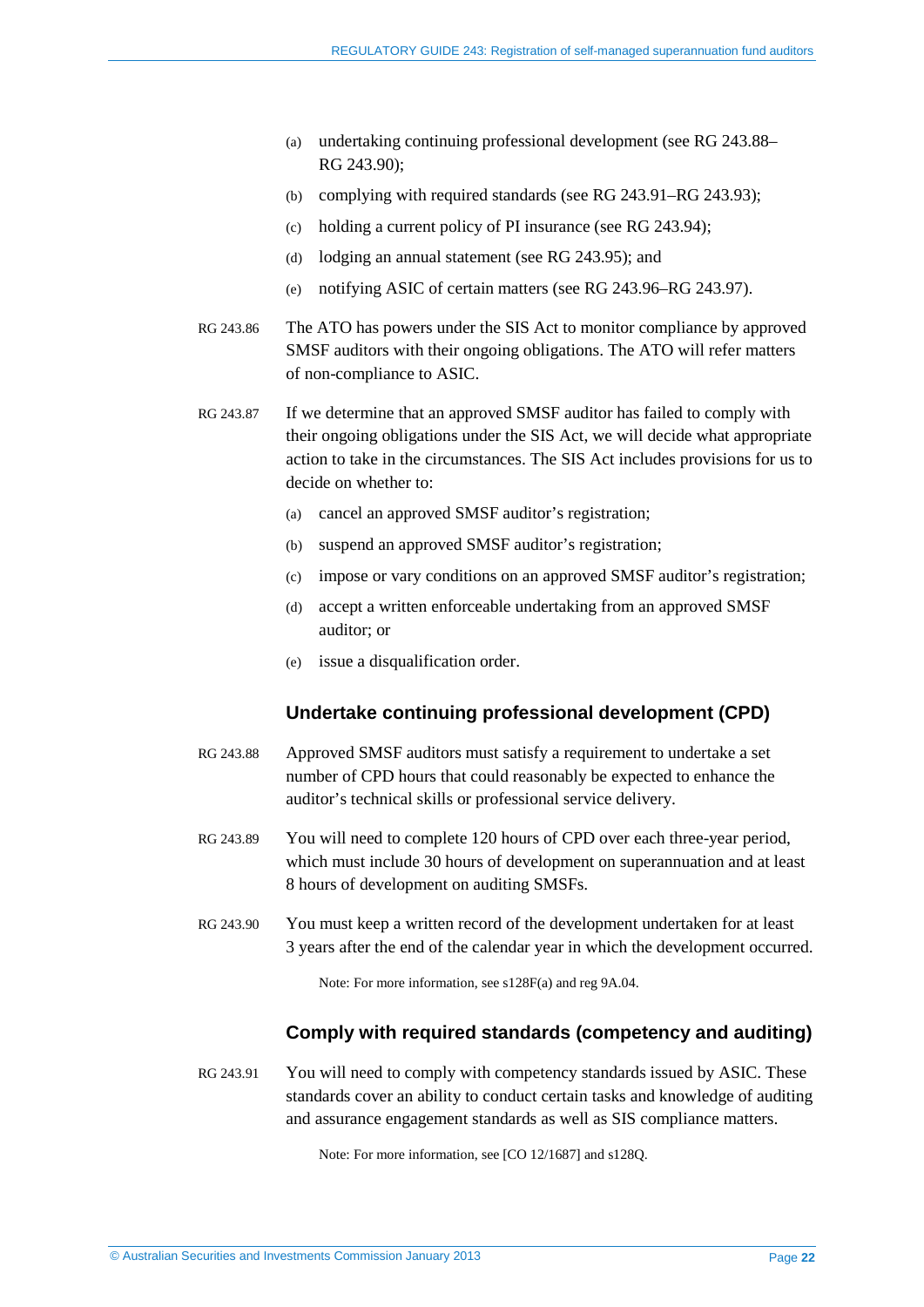(a) undertaking continuing professional development (see RG 243.88–RG 243.90);

(b) complying with required standards (see RG 243.91–RG 243.93);

(c) holding a current policy of PI insurance (see RG 243.94);

(d) lodging an annual statement (see RG 243.95); and

(e) notifying ASIC of certain matters (see RG 243.96–RG 243.97).

RG 243.86 The ATO has powers under the SIS Act to monitor compliance by approved SMSF auditors with their ongoing obligations. The ATO will refer matters of non-compliance to ASIC.

RG 243.87 If we determine that an approved SMSF auditor has failed to comply with their ongoing obligations under the SIS Act, we will decide what appropriate action to take in the circumstances. The SIS Act includes provisions for us to decide on whether to:

(a) cancel an approved SMSF auditor's registration;

(b) suspend an approved SMSF auditor's registration;

(c) impose or vary conditions on an approved SMSF auditor's registration;

(d) accept a written enforceable undertaking from an approved SMSF auditor; or

(e) issue a disqualification order.

### Undertake continuing professional development (CPD)

RG 243.88 Approved SMSF auditors must satisfy a requirement to undertake a set number of CPD hours that could reasonably be expected to enhance the auditor's technical skills or professional service delivery.

RG 243.89 You will need to complete 120 hours of CPD over each three-year period, which must include 30 hours of development on superannuation and at least 8 hours of development on auditing SMSFs.

RG 243.90 You must keep a written record of the development undertaken for at least 3 years after the end of the calendar year in which the development occurred.

Note: For more information, see s128F(a) and reg 9A.04.

### Comply with required standards (competency and auditing)

RG 243.91 You will need to comply with competency standards issued by ASIC. These standards cover an ability to conduct certain tasks and knowledge of auditing and assurance engagement standards as well as SIS compliance matters.

Note: For more information, see [CO 12/1687] and s128Q.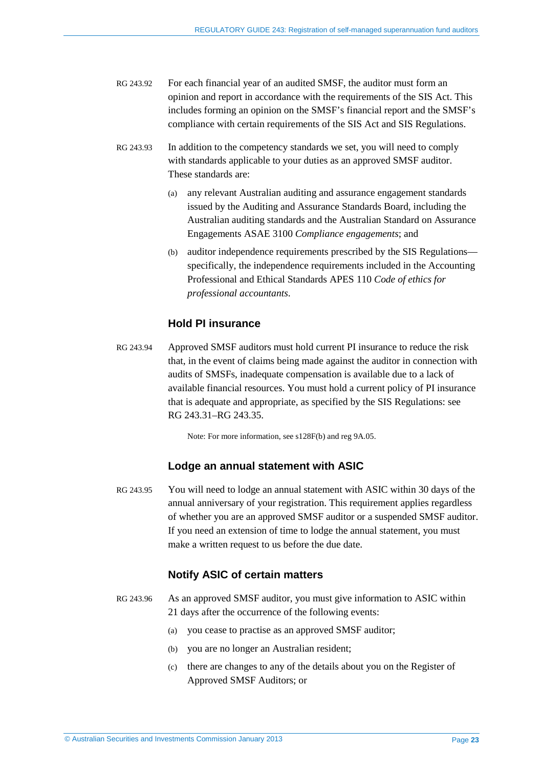RG 243.92 For each financial year of an audited SMSF, the auditor must form an opinion and report in accordance with the requirements of the SIS Act. This includes forming an opinion on the SMSF's financial report and the SMSF's compliance with certain requirements of the SIS Act and SIS Regulations.

RG 243.93 In addition to the competency standards we set, you will need to comply with standards applicable to your duties as an approved SMSF auditor. These standards are:

(a) any relevant Australian auditing and assurance engagement standards issued by the Auditing and Assurance Standards Board, including the Australian auditing standards and the Australian Standard on Assurance Engagements ASAE 3100 *Compliance engagements*; and

(b) auditor independence requirements prescribed by the SIS Regulations—specifically, the independence requirements included in the Accounting Professional and Ethical Standards APES 110 *Code of ethics for professional accountants*.

### Hold PI insurance

RG 243.94 Approved SMSF auditors must hold current PI insurance to reduce the risk that, in the event of claims being made against the auditor in connection with audits of SMSFs, inadequate compensation is available due to a lack of available financial resources. You must hold a current policy of PI insurance that is adequate and appropriate, as specified by the SIS Regulations: see RG 243.31–RG 243.35.

Note: For more information, see s128F(b) and reg 9A.05.

### Lodge an annual statement with ASIC

RG 243.95 You will need to lodge an annual statement with ASIC within 30 days of the annual anniversary of your registration. This requirement applies regardless of whether you are an approved SMSF auditor or a suspended SMSF auditor. If you need an extension of time to lodge the annual statement, you must make a written request to us before the due date.

### Notify ASIC of certain matters

RG 243.96 As an approved SMSF auditor, you must give information to ASIC within 21 days after the occurrence of the following events:

(a) you cease to practise as an approved SMSF auditor;

(b) you are no longer an Australian resident;

(c) there are changes to any of the details about you on the Register of Approved SMSF Auditors; or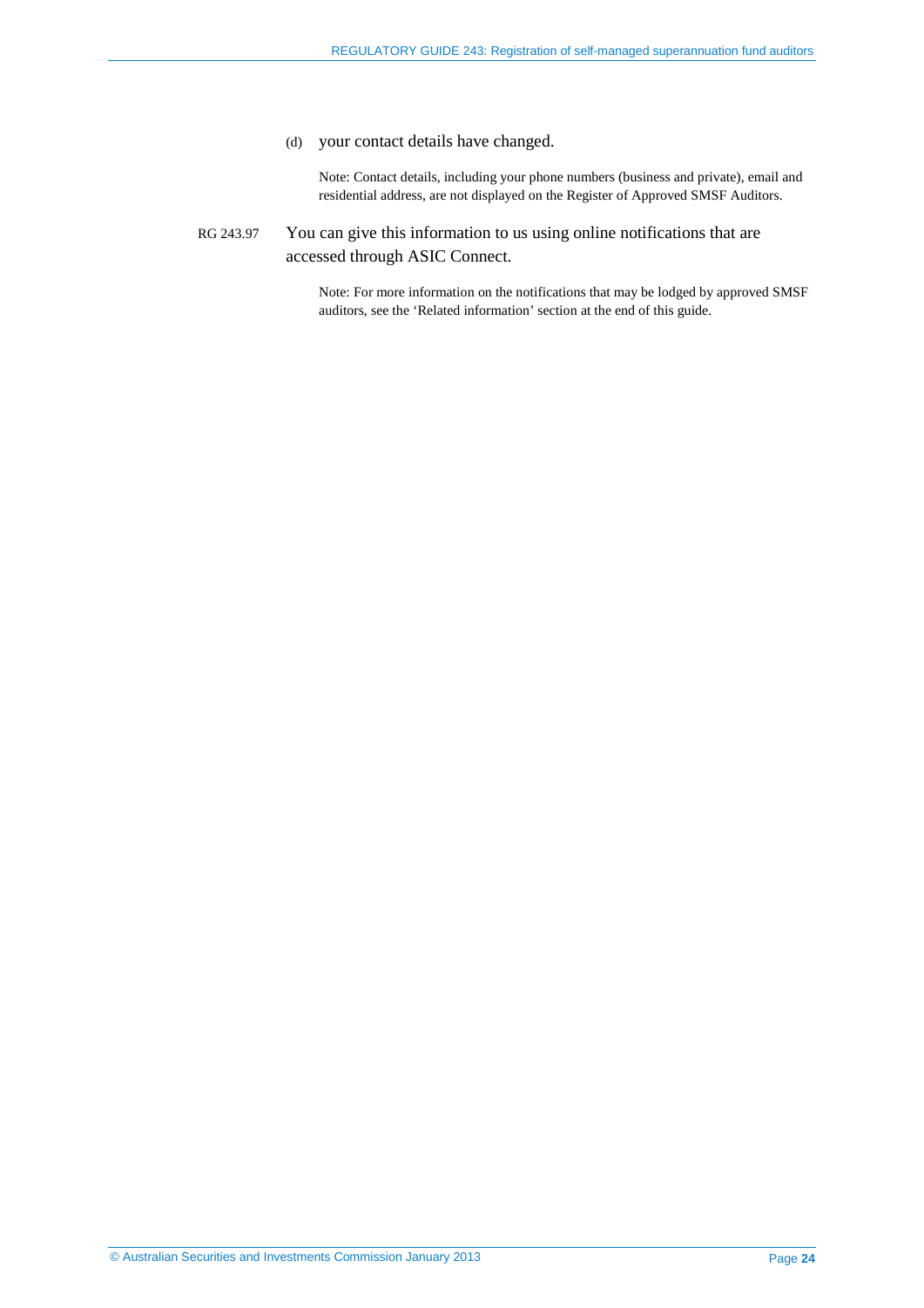(d) your contact details have changed.

Note: Contact details, including your phone numbers (business and private), email and residential address, are not displayed on the Register of Approved SMSF Auditors.

RG 243.97 You can give this information to us using online notifications that are accessed through ASIC Connect.

Note: For more information on the notifications that may be lodged by approved SMSF auditors, see the 'Related information' section at the end of this guide.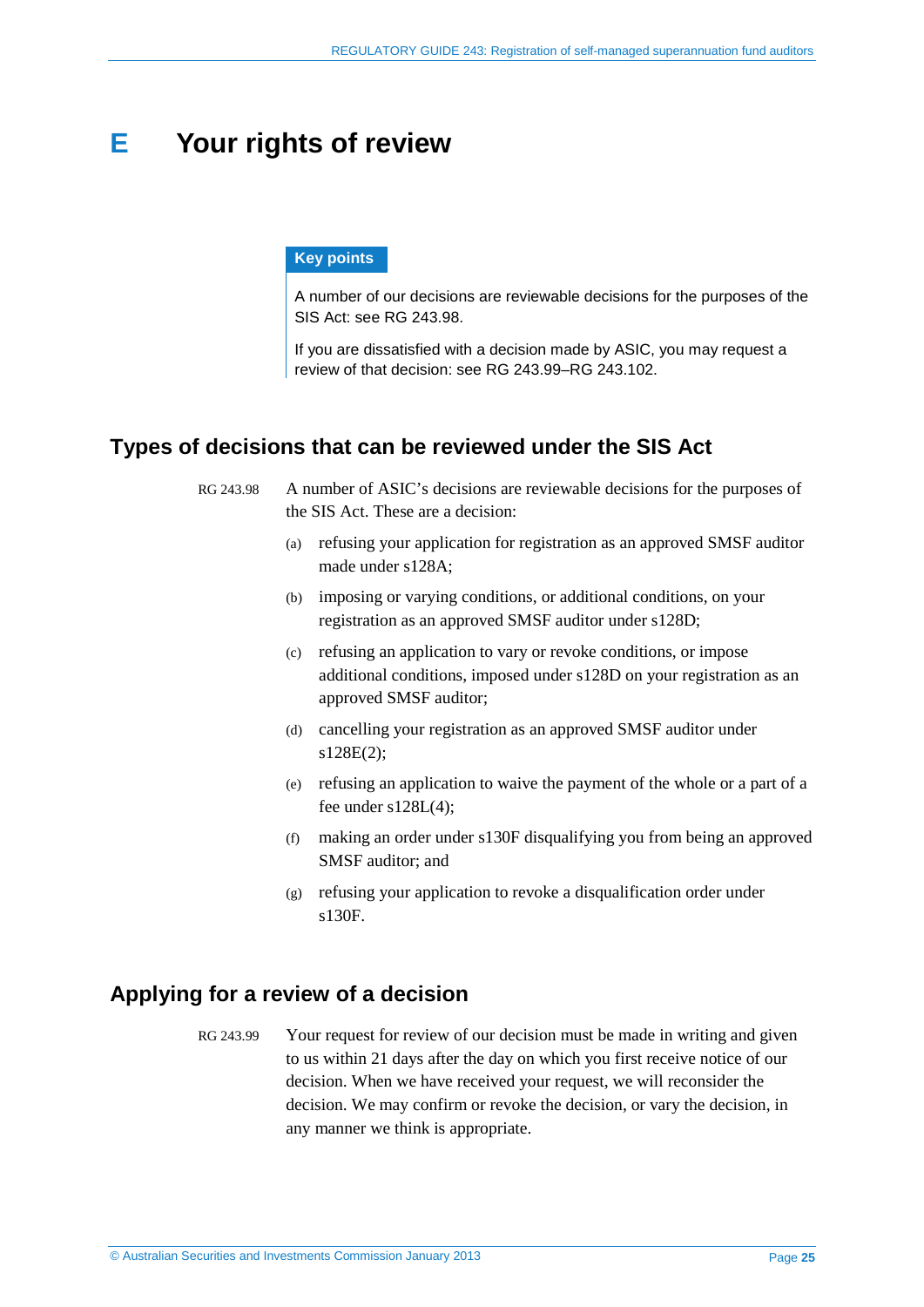# E Your rights of review

**Key points**

A number of our decisions are reviewable decisions for the purposes of the SIS Act: see RG 243.98.

If you are dissatisfied with a decision made by ASIC, you may request a review of that decision: see RG 243.99–RG 243.102.

## Types of decisions that can be reviewed under the SIS Act

RG 243.98 A number of ASIC's decisions are reviewable decisions for the purposes of the SIS Act. These are a decision:

(a) refusing your application for registration as an approved SMSF auditor made under s128A;

(b) imposing or varying conditions, or additional conditions, on your registration as an approved SMSF auditor under s128D;

(c) refusing an application to vary or revoke conditions, or impose additional conditions, imposed under s128D on your registration as an approved SMSF auditor;

(d) cancelling your registration as an approved SMSF auditor under s128E(2);

(e) refusing an application to waive the payment of the whole or a part of a fee under s128L(4);

(f) making an order under s130F disqualifying you from being an approved SMSF auditor; and

(g) refusing your application to revoke a disqualification order under s130F.

## Applying for a review of a decision

RG 243.99 Your request for review of our decision must be made in writing and given to us within 21 days after the day on which you first receive notice of our decision. When we have received your request, we will reconsider the decision. We may confirm or revoke the decision, or vary the decision, in any manner we think is appropriate.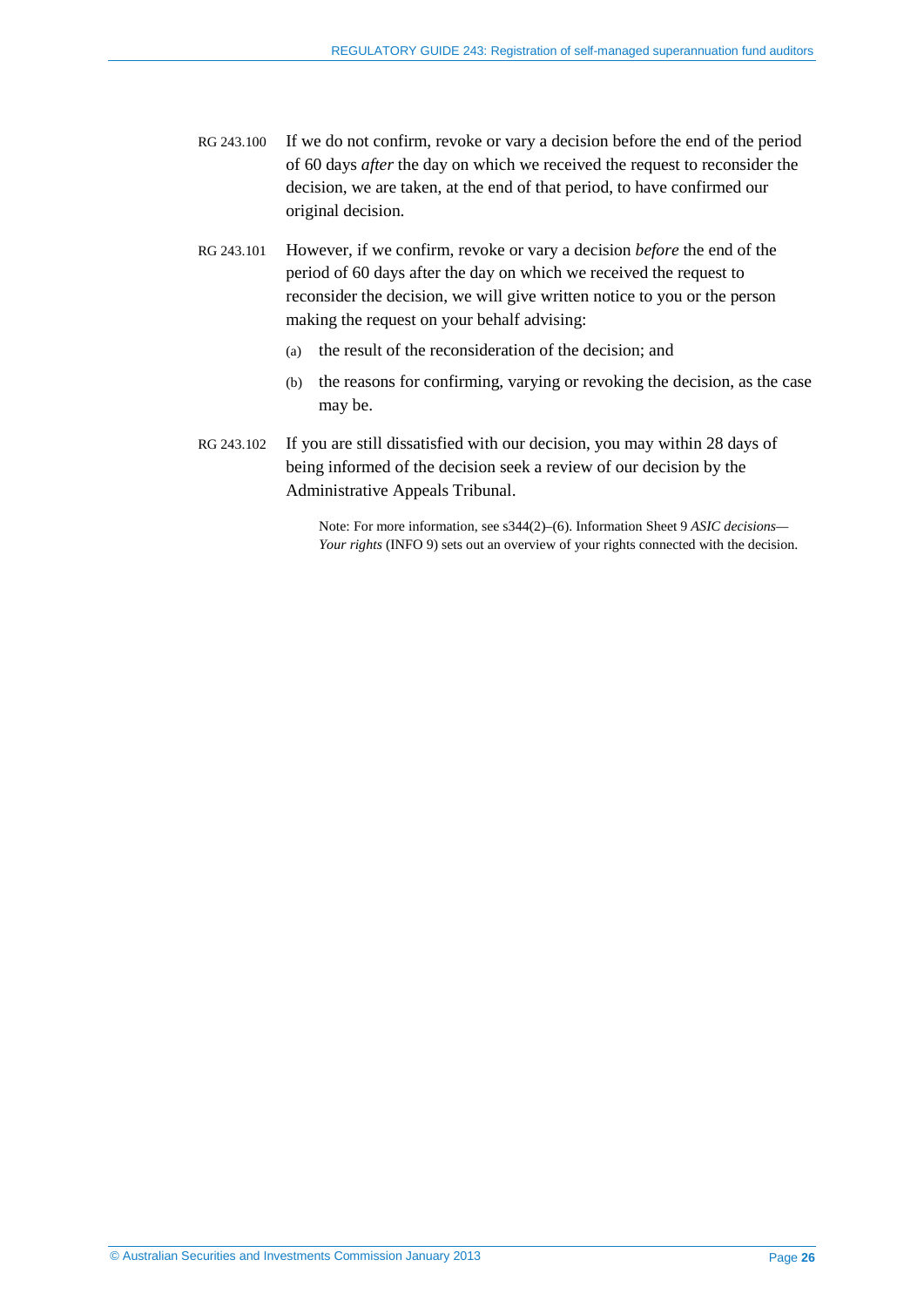RG 243.100 If we do not confirm, revoke or vary a decision before the end of the period of 60 days *after* the day on which we received the request to reconsider the decision, we are taken, at the end of that period, to have confirmed our original decision.

RG 243.101 However, if we confirm, revoke or vary a decision *before* the end of the period of 60 days after the day on which we received the request to reconsider the decision, we will give written notice to you or the person making the request on your behalf advising:

(a) the result of the reconsideration of the decision; and

(b) the reasons for confirming, varying or revoking the decision, as the case may be.

RG 243.102 If you are still dissatisfied with our decision, you may within 28 days of being informed of the decision seek a review of our decision by the Administrative Appeals Tribunal.

Note: For more information, see s344(2)–(6). Information Sheet 9 *ASIC decisions—Your rights* (INFO 9) sets out an overview of your rights connected with the decision.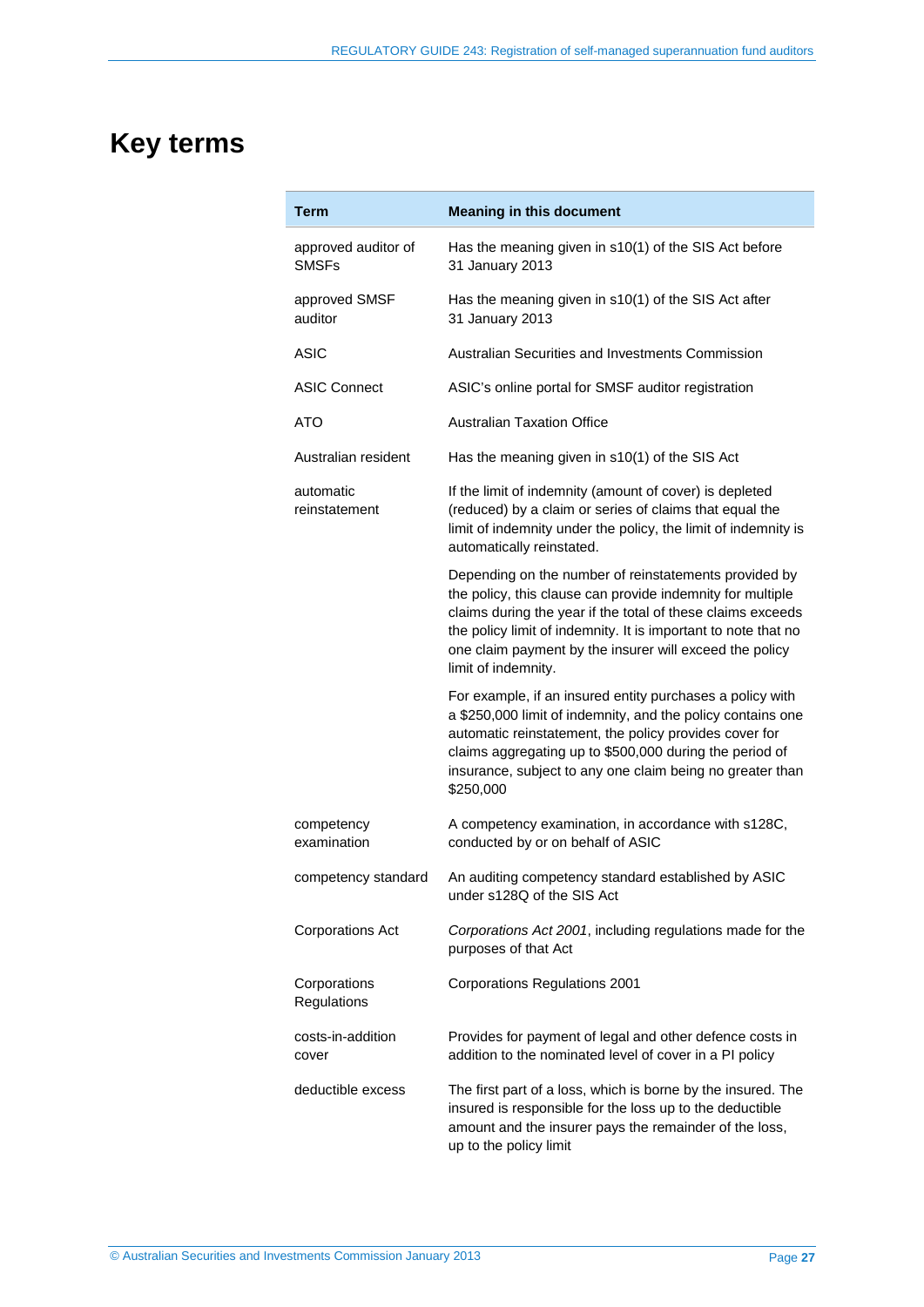# Key terms

| Term | Meaning in this document |
|---|---|
| approved auditor of SMSFs | Has the meaning given in s10(1) of the SIS Act before 31 January 2013 |
| approved SMSF auditor | Has the meaning given in s10(1) of the SIS Act after 31 January 2013 |
| ASIC | Australian Securities and Investments Commission |
| ASIC Connect | ASIC's online portal for SMSF auditor registration |
| ATO | Australian Taxation Office |
| Australian resident | Has the meaning given in s10(1) of the SIS Act |
| automatic reinstatement | If the limit of indemnity (amount of cover) is depleted (reduced) by a claim or series of claims that equal the limit of indemnity under the policy, the limit of indemnity is automatically reinstated.<br><br>Depending on the number of reinstatements provided by the policy, this clause can provide indemnity for multiple claims during the year if the total of these claims exceeds the policy limit of indemnity. It is important to note that no one claim payment by the insurer will exceed the policy limit of indemnity.<br><br>For example, if an insured entity purchases a policy with a $250,000 limit of indemnity, and the policy contains one automatic reinstatement, the policy provides cover for claims aggregating up to $500,000 during the period of insurance, subject to any one claim being no greater than $250,000 |
| competency examination | A competency examination, in accordance with s128C, conducted by or on behalf of ASIC |
| competency standard | An auditing competency standard established by ASIC under s128Q of the SIS Act |
| Corporations Act | *Corporations Act 2001*, including regulations made for the purposes of that Act |
| Corporations Regulations | Corporations Regulations 2001 |
| costs-in-addition cover | Provides for payment of legal and other defence costs in addition to the nominated level of cover in a PI policy |
| deductible excess | The first part of a loss, which is borne by the insured. The insured is responsible for the loss up to the deductible amount and the insurer pays the remainder of the loss, up to the policy limit |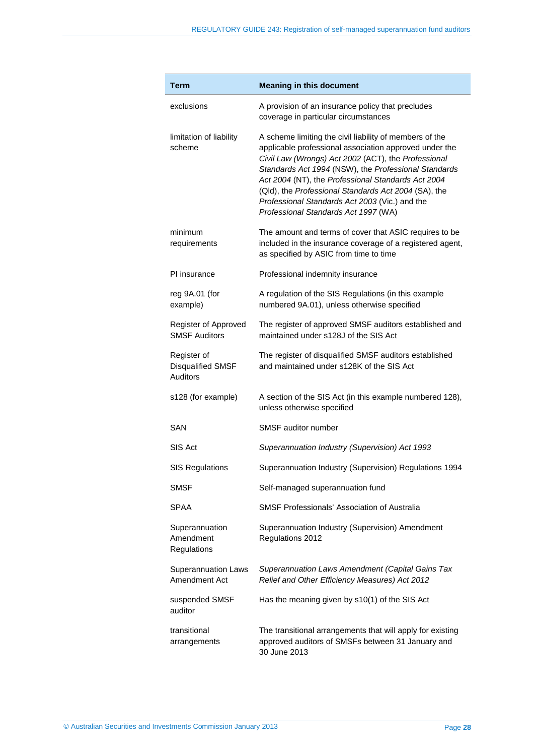| Term | Meaning in this document |
|---|---|
| exclusions | A provision of an insurance policy that precludes coverage in particular circumstances |
| limitation of liability scheme | A scheme limiting the civil liability of members of the applicable professional association approved under the *Civil Law (Wrongs) Act 2002* (ACT), the *Professional Standards Act 1994* (NSW), the *Professional Standards Act 2004* (NT), the *Professional Standards Act 2004* (Qld), the *Professional Standards Act 2004* (SA), the *Professional Standards Act 2003* (Vic.) and the *Professional Standards Act 1997* (WA) |
| minimum requirements | The amount and terms of cover that ASIC requires to be included in the insurance coverage of a registered agent, as specified by ASIC from time to time |
| PI insurance | Professional indemnity insurance |
| reg 9A.01 (for example) | A regulation of the SIS Regulations (in this example numbered 9A.01), unless otherwise specified |
| Register of Approved SMSF Auditors | The register of approved SMSF auditors established and maintained under s128J of the SIS Act |
| Register of Disqualified SMSF Auditors | The register of disqualified SMSF auditors established and maintained under s128K of the SIS Act |
| s128 (for example) | A section of the SIS Act (in this example numbered 128), unless otherwise specified |
| SAN | SMSF auditor number |
| SIS Act | *Superannuation Industry (Supervision) Act 1993* |
| SIS Regulations | Superannuation Industry (Supervision) Regulations 1994 |
| SMSF | Self-managed superannuation fund |
| SPAA | SMSF Professionals' Association of Australia |
| Superannuation Amendment Regulations | Superannuation Industry (Supervision) Amendment Regulations 2012 |
| Superannuation Laws Amendment Act | *Superannuation Laws Amendment (Capital Gains Tax Relief and Other Efficiency Measures) Act 2012* |
| suspended SMSF auditor | Has the meaning given by s10(1) of the SIS Act |
| transitional arrangements | The transitional arrangements that will apply for existing approved auditors of SMSFs between 31 January and 30 June 2013 |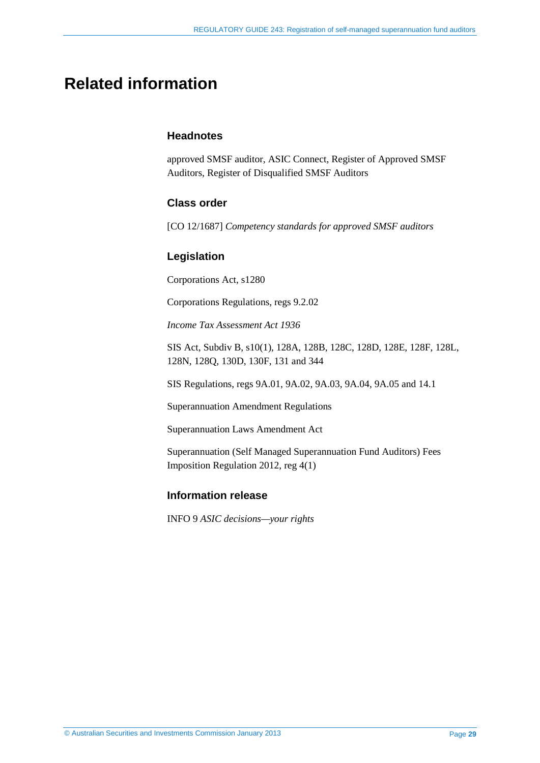# Related information

### Headnotes

approved SMSF auditor, ASIC Connect, Register of Approved SMSF Auditors, Register of Disqualified SMSF Auditors

### Class order

[CO 12/1687] *Competency standards for approved SMSF auditors*

### Legislation

Corporations Act, s1280

Corporations Regulations, regs 9.2.02

*Income Tax Assessment Act 1936*

SIS Act, Subdiv B, s10(1), 128A, 128B, 128C, 128D, 128E, 128F, 128L, 128N, 128Q, 130D, 130F, 131 and 344

SIS Regulations, regs 9A.01, 9A.02, 9A.03, 9A.04, 9A.05 and 14.1

Superannuation Amendment Regulations

Superannuation Laws Amendment Act

Superannuation (Self Managed Superannuation Fund Auditors) Fees Imposition Regulation 2012, reg 4(1)

### Information release

INFO 9 *ASIC decisions—your rights*